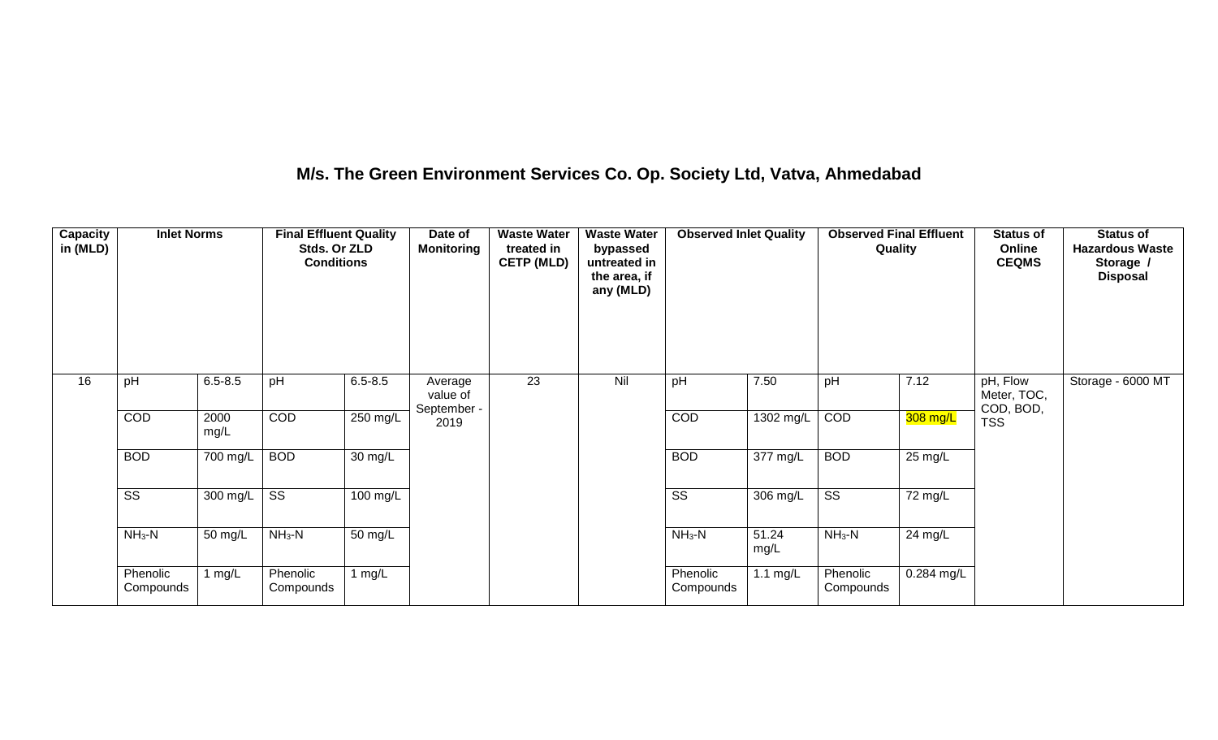# M/s. The Green Environment Services Co. Op. Society Ltd, Vatva, Ahmedabad

| Capacity in (MLD) | Inlet Norms | | Final Effluent Quality Stds. Or ZLD Conditions | | Date of Monitoring | Waste Water treated in CETP (MLD) | Waste Water bypassed untreated in the area, if any (MLD) | Observed Inlet Quality | | Observed Final Effluent Quality | | Status of Online CEQMS | Status of Hazardous Waste Storage / Disposal |
|---|---|---|---|---|---|---|---|---|---|---|---|---|---|
| 16 | pH | 6.5-8.5 | pH | 6.5-8.5 | Average value of September - 2019 | 23 | Nil | pH | 7.50 | pH | 7.12 | pH, Flow Meter, TOC, COD, BOD, TSS | Storage - 6000 MT |
| | COD | 2000 mg/L | COD | 250 mg/L | | | | COD | 1302 mg/L | COD | 308 mg/L | | |
| | BOD | 700 mg/L | BOD | 30 mg/L | | | | BOD | 377 mg/L | BOD | 25 mg/L | | |
| | SS | 300 mg/L | SS | 100 mg/L | | | | SS | 306 mg/L | SS | 72 mg/L | | |
| | $NH_3$-N | 50 mg/L | $NH_3$-N | 50 mg/L | | | | $NH_3$-N | 51.24 mg/L | $NH_3$-N | 24 mg/L | | |
| | Phenolic Compounds | 1 mg/L | Phenolic Compounds | 1 mg/L | | | | Phenolic Compounds | 1.1 mg/L | Phenolic Compounds | 0.284 mg/L | | |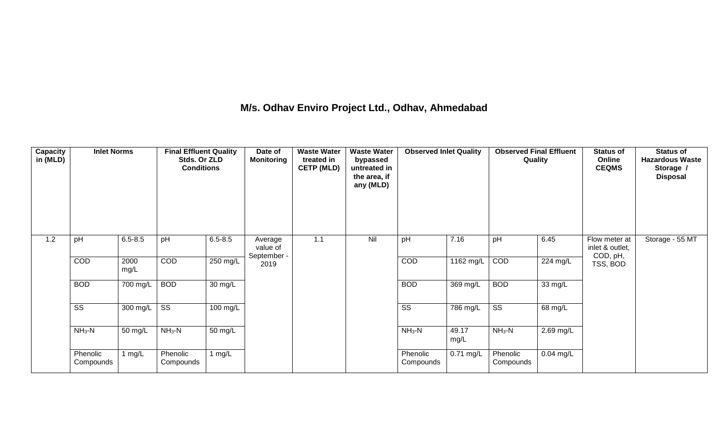## M/s. Odhav Enviro Project Ltd., Odhav, Ahmedabad

| Capacity in (MLD) | Inlet Norms | | Final Effluent Quality Stds. Or ZLD Conditions | | Date of Monitoring | Waste Water treated in CETP (MLD) | Waste Water bypassed untreated in the area, if any (MLD) | Observed Inlet Quality | | Observed Final Effluent Quality | | Status of Online CEQMS | Status of Hazardous Waste Storage / Disposal |
|---|---|---|---|---|---|---|---|---|---|---|---|---|---|
| 1.2 | pH | 6.5-8.5 | pH | 6.5-8.5 | Average value of September - 2019 | 1.1 | Nil | pH | 7.16 | pH | 6.45 | Flow meter at inlet & outlet, COD, pH, TSS, BOD | Storage - 55 MT |
| | COD | 2000 mg/L | COD | 250 mg/L | | | | COD | 1162 mg/L | COD | 224 mg/L | | |
| | BOD | 700 mg/L | BOD | 30 mg/L | | | | BOD | 369 mg/L | BOD | 33 mg/L | | |
| | SS | 300 mg/L | SS | 100 mg/L | | | | SS | 786 mg/L | SS | 68 mg/L | | |
| | $NH_3$-N | 50 mg/L | $NH_3$-N | 50 mg/L | | | | $NH_3$-N | 49.17 mg/L | $NH_3$-N | 2.69 mg/L | | |
| | Phenolic Compounds | 1 mg/L | Phenolic Compounds | 1 mg/L | | | | Phenolic Compounds | 0.71 mg/L | Phenolic Compounds | 0.04 mg/L | | |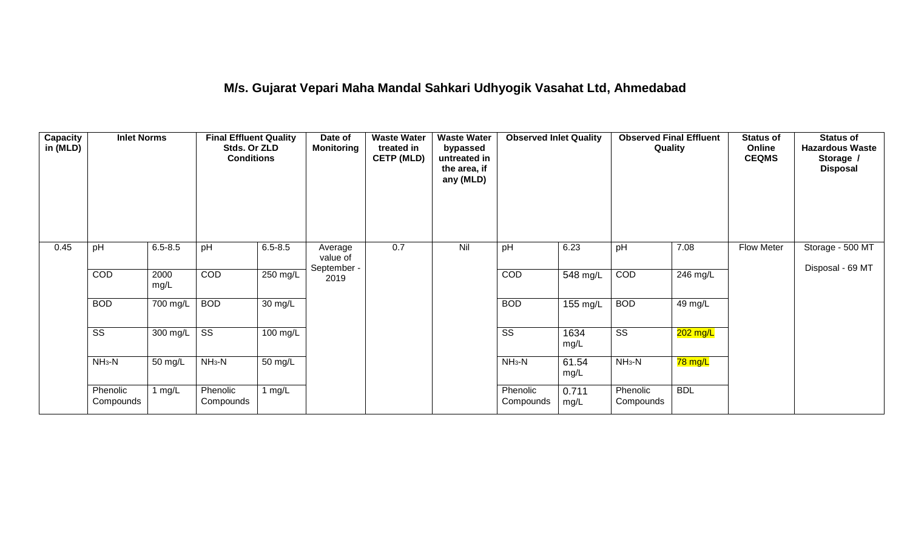# M/s. Gujarat Vepari Maha Mandal Sahkari Udhyogik Vasahat Ltd, Ahmedabad

| Capacity in (MLD) | Inlet Norms | | Final Effluent Quality Stds. Or ZLD Conditions | | Date of Monitoring | Waste Water treated in CETP (MLD) | Waste Water bypassed untreated in the area, if any (MLD) | Observed Inlet Quality | | Observed Final Effluent Quality | | Status of Online CEQMS | Status of Hazardous Waste Storage / Disposal |
|---|---|---|---|---|---|---|---|---|---|---|---|---|---|
| 0.45 | pH | 6.5-8.5 | pH | 6.5-8.5 | Average value of September - 2019 | 0.7 | Nil | pH | 6.23 | pH | 7.08 | Flow Meter | Storage - 500 MT Disposal - 69 MT |
| | COD | 2000 mg/L | COD | 250 mg/L | | | | COD | 548 mg/L | COD | 246 mg/L | | |
| | BOD | 700 mg/L | BOD | 30 mg/L | | | | BOD | 155 mg/L | BOD | 49 mg/L | | |
| | SS | 300 mg/L | SS | 100 mg/L | | | | SS | 1634 mg/L | SS | 202 mg/L | | |
| | $NH_3$-N | 50 mg/L | $NH_3$-N | 50 mg/L | | | | $NH_3$-N | 61.54 mg/L | $NH_3$-N | 78 mg/L | | |
| | Phenolic Compounds | 1 mg/L | Phenolic Compounds | 1 mg/L | | | | Phenolic Compounds | 0.711 mg/L | Phenolic Compounds | BDL | | |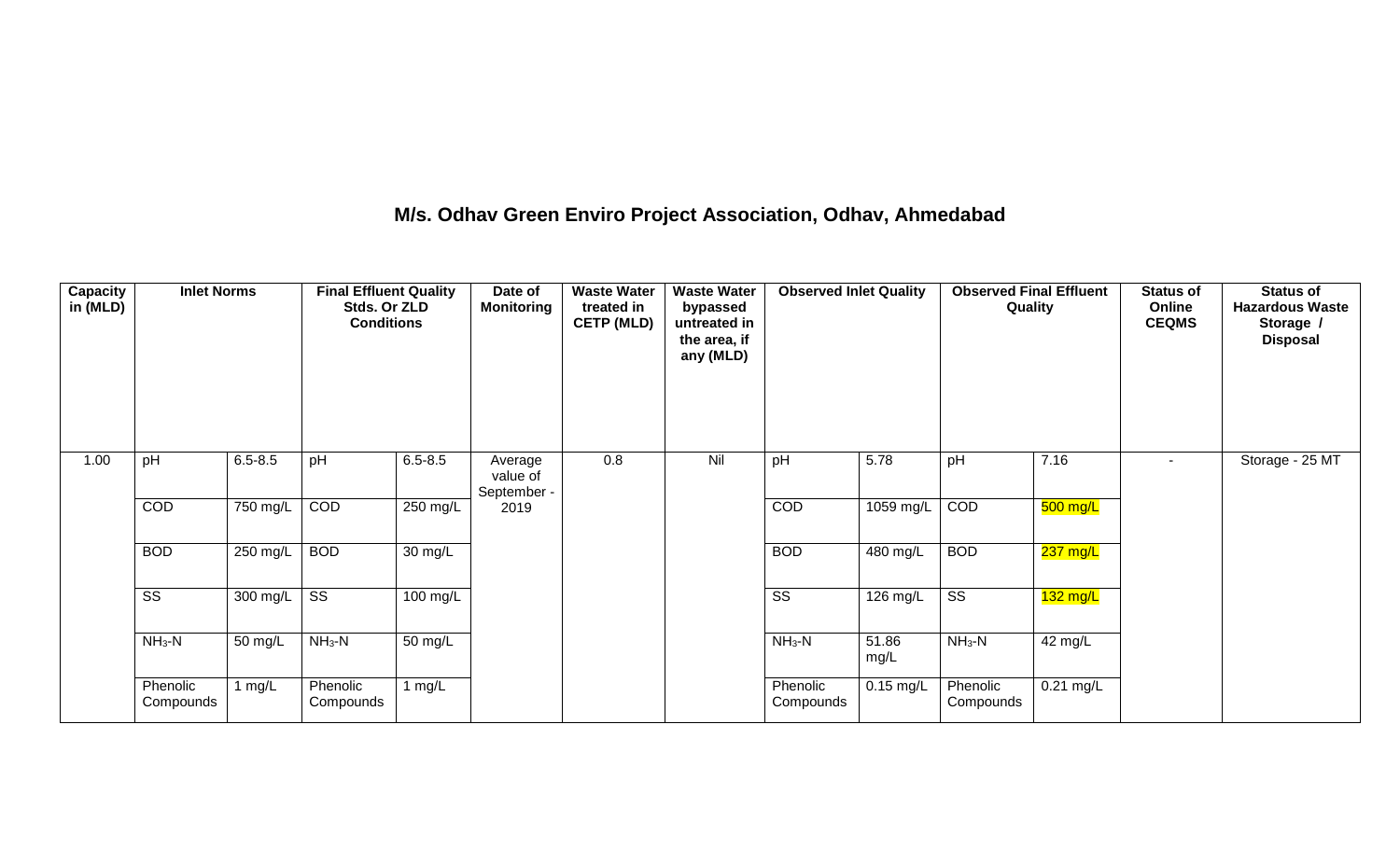## M/s. Odhav Green Enviro Project Association, Odhav, Ahmedabad

| Capacity in (MLD) | Inlet Norms | | Final Effluent Quality Stds. Or ZLD Conditions | | Date of Monitoring | Waste Water treated in CETP (MLD) | Waste Water bypassed untreated in the area, if any (MLD) | Observed Inlet Quality | | Observed Final Effluent Quality | | Status of Online CEQMS | Status of Hazardous Waste Storage / Disposal |
|---|---|---|---|---|---|---|---|---|---|---|---|---|---|
| 1.00 | pH | 6.5-8.5 | pH | 6.5-8.5 | Average value of September - 2019 | 0.8 | Nil | pH | 5.78 | pH | 7.16 | - | Storage - 25 MT |
| | COD | 750 mg/L | COD | 250 mg/L | | | | COD | 1059 mg/L | COD | 500 mg/L | | |
| | BOD | 250 mg/L | BOD | 30 mg/L | | | | BOD | 480 mg/L | BOD | 237 mg/L | | |
| | SS | 300 mg/L | SS | 100 mg/L | | | | SS | 126 mg/L | SS | 132 mg/L | | |
| | $NH_3$-N | 50 mg/L | $NH_3$-N | 50 mg/L | | | | $NH_3$-N | 51.86 mg/L | $NH_3$-N | 42 mg/L | | |
| | Phenolic Compounds | 1 mg/L | Phenolic Compounds | 1 mg/L | | | | Phenolic Compounds | 0.15 mg/L | Phenolic Compounds | 0.21 mg/L | | |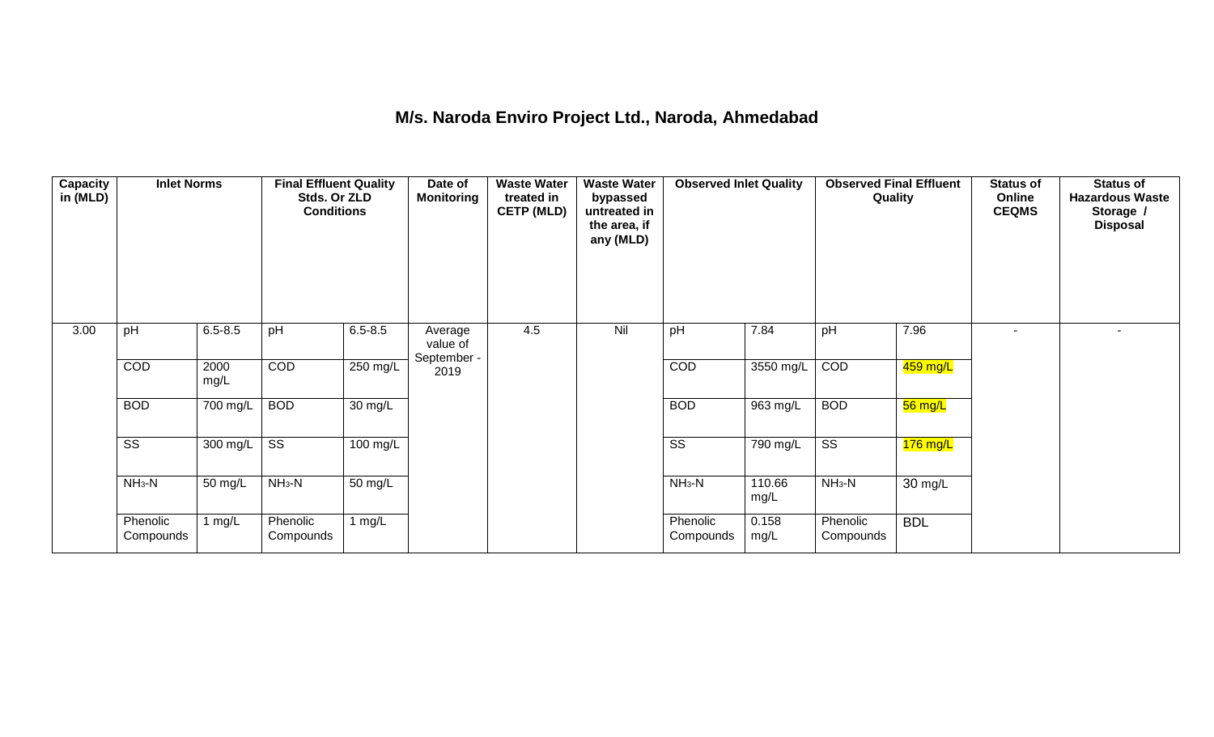# M/s. Naroda Enviro Project Ltd., Naroda, Ahmedabad

| Capacity in (MLD) | Inlet Norms | | Final Effluent Quality Stds. Or ZLD Conditions | | Date of Monitoring | Waste Water treated in CETP (MLD) | Waste Water bypassed untreated in the area, if any (MLD) | Observed Inlet Quality | | Observed Final Effluent Quality | | Status of Online CEQMS | Status of Hazardous Waste Storage / Disposal |
|---|---|---|---|---|---|---|---|---|---|---|---|---|---|
| 3.00 | pH | 6.5-8.5 | pH | 6.5-8.5 | Average value of September - 2019 | 4.5 | Nil | pH | 7.84 | pH | 7.96 | - | - |
| | COD | 2000 mg/L | COD | 250 mg/L | | | | COD | 3550 mg/L | COD | 459 mg/L | | |
| | BOD | 700 mg/L | BOD | 30 mg/L | | | | BOD | 963 mg/L | BOD | 56 mg/L | | |
| | SS | 300 mg/L | SS | 100 mg/L | | | | SS | 790 mg/L | SS | 176 mg/L | | |
| | $NH_3$-N | 50 mg/L | $NH_3$-N | 50 mg/L | | | | $NH_3$-N | 110.66 mg/L | $NH_3$-N | 30 mg/L | | |
| | Phenolic Compounds | 1 mg/L | Phenolic Compounds | 1 mg/L | | | | Phenolic Compounds | 0.158 mg/L | Phenolic Compounds | BDL | | |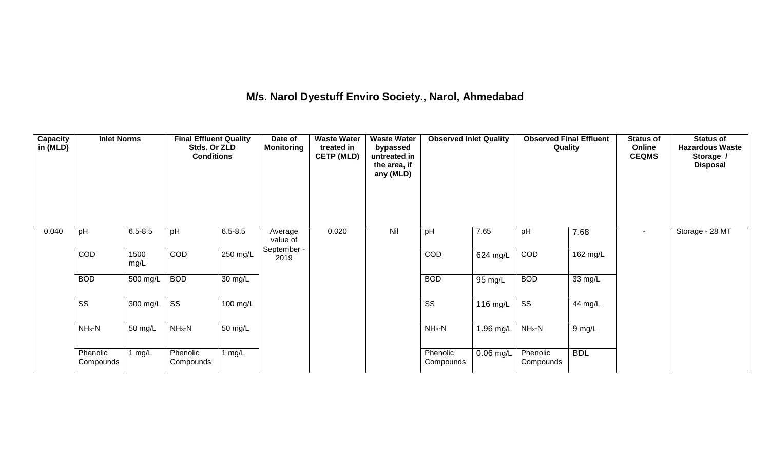# M/s. Narol Dyestuff Enviro Society., Narol, Ahmedabad

| Capacity in (MLD) | Inlet Norms | | Final Effluent Quality Stds. Or ZLD Conditions | | Date of Monitoring | Waste Water treated in CETP (MLD) | Waste Water bypassed untreated in the area, if any (MLD) | Observed Inlet Quality | | Observed Final Effluent Quality | | Status of Online CEQMS | Status of Hazardous Waste Storage / Disposal |
|---|---|---|---|---|---|---|---|---|---|---|---|---|---|
| 0.040 | pH | 6.5-8.5 | pH | 6.5-8.5 | Average value of September - 2019 | 0.020 | Nil | pH | 7.65 | pH | 7.68 | - | Storage - 28 MT |
| | COD | 1500 mg/L | COD | 250 mg/L | | | | COD | 624 mg/L | COD | 162 mg/L | | |
| | BOD | 500 mg/L | BOD | 30 mg/L | | | | BOD | 95 mg/L | BOD | 33 mg/L | | |
| | SS | 300 mg/L | SS | 100 mg/L | | | | SS | 116 mg/L | SS | 44 mg/L | | |
| | $NH_3$-N | 50 mg/L | $NH_3$-N | 50 mg/L | | | | $NH_3$-N | 1.96 mg/L | $NH_3$-N | 9 mg/L | | |
| | Phenolic Compounds | 1 mg/L | Phenolic Compounds | 1 mg/L | | | | Phenolic Compounds | 0.06 mg/L | Phenolic Compounds | BDL | | |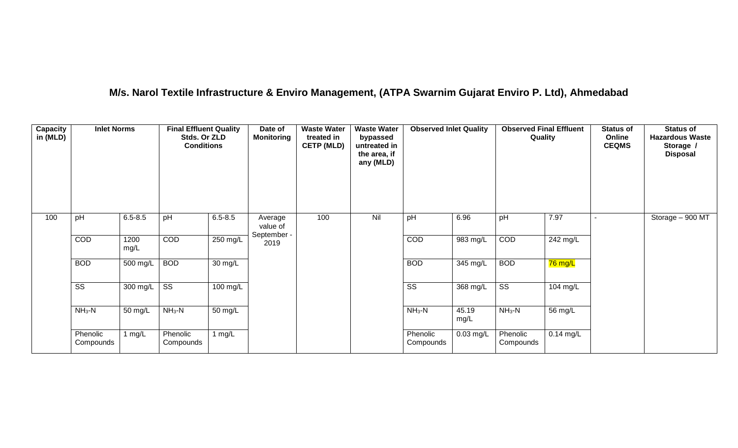# M/s. Narol Textile Infrastructure & Enviro Management, (ATPA Swarnim Gujarat Enviro P. Ltd), Ahmedabad

| Capacity in (MLD) | Inlet Norms | | Final Effluent Quality Stds. Or ZLD Conditions | | Date of Monitoring | Waste Water treated in CETP (MLD) | Waste Water bypassed untreated in the area, if any (MLD) | Observed Inlet Quality | | Observed Final Effluent Quality | | Status of Online CEQMS | Status of Hazardous Waste Storage / Disposal |
|---|---|---|---|---|---|---|---|---|---|---|---|---|---|
| 100 | pH | 6.5-8.5 | pH | 6.5-8.5 | Average value of September - 2019 | 100 | Nil | pH | 6.96 | pH | 7.97 | - | Storage – 900 MT |
| | COD | 1200 mg/L | COD | 250 mg/L | | | | COD | 983 mg/L | COD | 242 mg/L | | |
| | BOD | 500 mg/L | BOD | 30 mg/L | | | | BOD | 345 mg/L | BOD | 76 mg/L | | |
| | SS | 300 mg/L | SS | 100 mg/L | | | | SS | 368 mg/L | SS | 104 mg/L | | |
| | $NH_3$-N | 50 mg/L | $NH_3$-N | 50 mg/L | | | | $NH_3$-N | 45.19 mg/L | $NH_3$-N | 56 mg/L | | |
| | Phenolic Compounds | 1 mg/L | Phenolic Compounds | 1 mg/L | | | | Phenolic Compounds | 0.03 mg/L | Phenolic Compounds | 0.14 mg/L | | |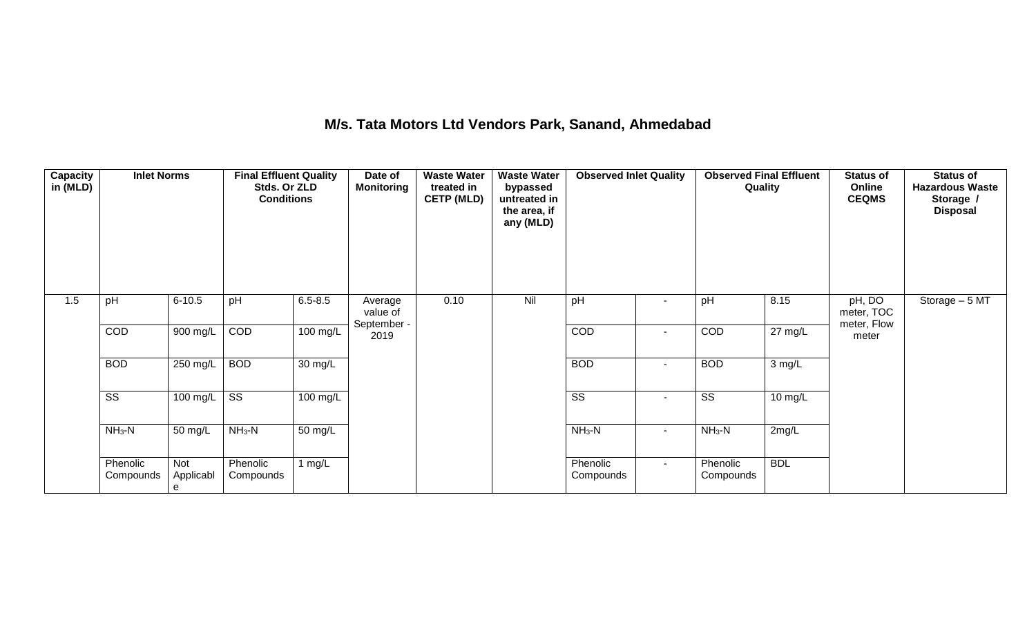# M/s. Tata Motors Ltd Vendors Park, Sanand, Ahmedabad

| Capacity in (MLD) | Inlet Norms | | Final Effluent Quality Stds. Or ZLD Conditions | | Date of Monitoring | Waste Water treated in CETP (MLD) | Waste Water bypassed untreated in the area, if any (MLD) | Observed Inlet Quality | | Observed Final Effluent Quality | | Status of Online CEQMS | Status of Hazardous Waste Storage / Disposal |
|---|---|---|---|---|---|---|---|---|---|---|---|---|---|
| 1.5 | pH | 6-10.5 | pH | 6.5-8.5 | Average value of September - 2019 | 0.10 | Nil | pH | - | pH | 8.15 | pH, DO meter, TOC meter, Flow meter | Storage – 5 MT |
| | COD | 900 mg/L | COD | 100 mg/L | | | | COD | - | COD | 27 mg/L | | |
| | BOD | 250 mg/L | BOD | 30 mg/L | | | | BOD | - | BOD | 3 mg/L | | |
| | SS | 100 mg/L | SS | 100 mg/L | | | | SS | - | SS | 10 mg/L | | |
| | $NH_3$-N | 50 mg/L | $NH_3$-N | 50 mg/L | | | | $NH_3$-N | - | $NH_3$-N | 2mg/L | | |
| | Phenolic Compounds | Not Applicable | Phenolic Compounds | 1 mg/L | | | | Phenolic Compounds | - | Phenolic Compounds | BDL | | |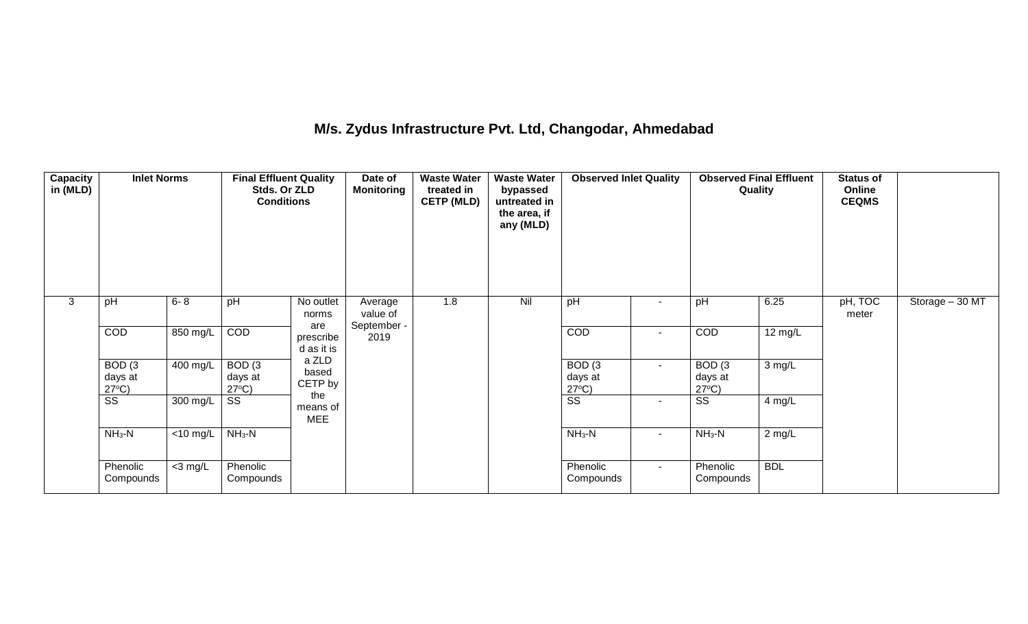# M/s. Zydus Infrastructure Pvt. Ltd, Changodar, Ahmedabad

| Capacity in (MLD) | Inlet Norms | | Final Effluent Quality Stds. Or ZLD Conditions | | Date of Monitoring | Waste Water treated in CETP (MLD) | Waste Water bypassed untreated in the area, if any (MLD) | Observed Inlet Quality | | Observed Final Effluent Quality | | Status of Online CEQMS | |
|---|---|---|---|---|---|---|---|---|---|---|---|---|---|
| 3 | pH | 6- 8 | pH | No outlet norms are prescribed as it is a ZLD based CETP by the means of MEE | Average value of September - 2019 | 1.8 | Nil | pH | - | pH | 6.25 | pH, TOC meter | Storage – 30 MT |
| | COD | 850 mg/L | COD | | | | | COD | - | COD | 12 mg/L | | |
| | BOD (3 days at 27°C) | 400 mg/L | BOD (3 days at 27°C) | | | | | BOD (3 days at 27°C) | - | BOD (3 days at 27°C) | 3 mg/L | | |
| | SS | 300 mg/L | SS | | | | | SS | - | SS | 4 mg/L | | |
| | $NH_3$-N | <10 mg/L | $NH_3$-N | | | | | $NH_3$-N | - | $NH_3$-N | 2 mg/L | | |
| | Phenolic Compounds | <3 mg/L | Phenolic Compounds | | | | | Phenolic Compounds | - | Phenolic Compounds | BDL | | |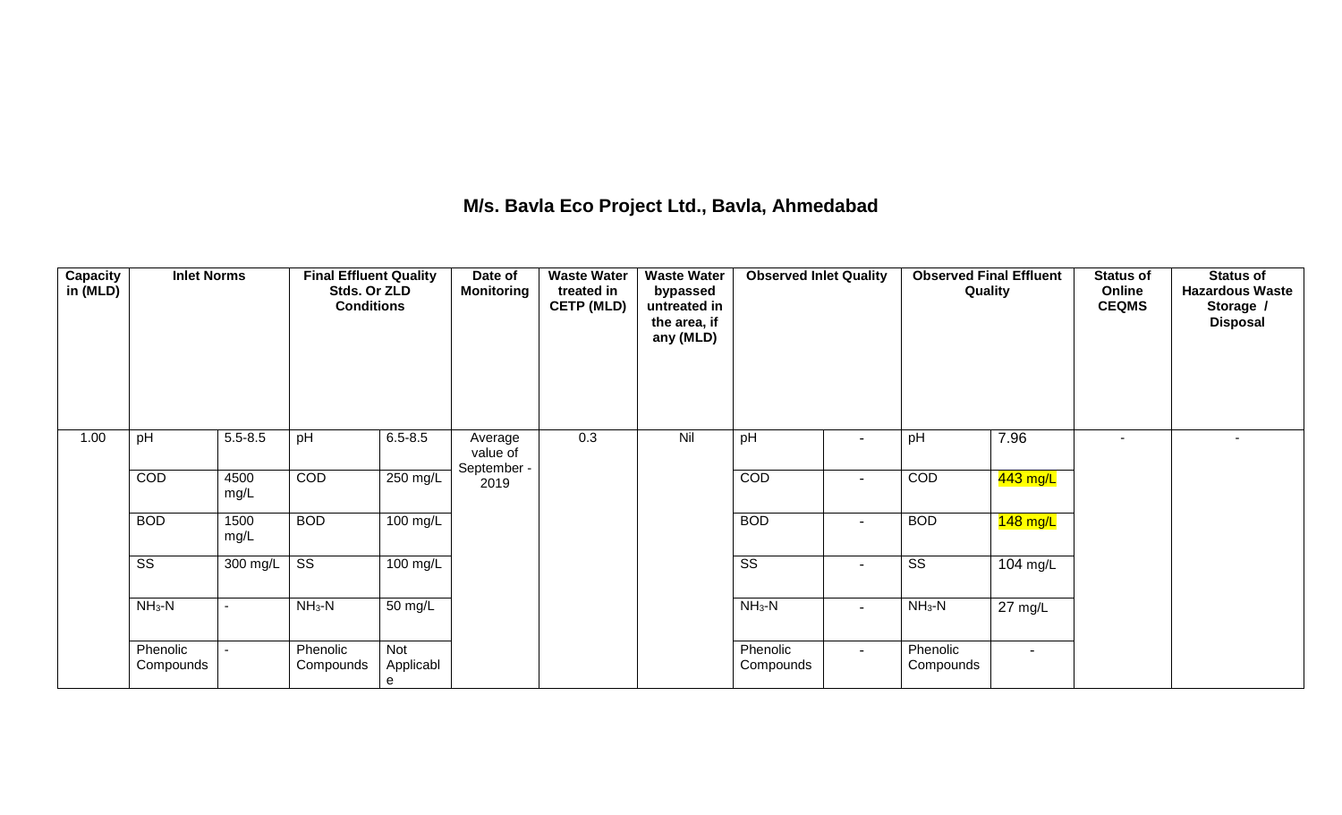## M/s. Bavla Eco Project Ltd., Bavla, Ahmedabad

| Capacity in (MLD) | Inlet Norms | | Final Effluent Quality Stds. Or ZLD Conditions | | Date of Monitoring | Waste Water treated in CETP (MLD) | Waste Water bypassed untreated in the area, if any (MLD) | Observed Inlet Quality | | Observed Final Effluent Quality | | Status of Online CEQMS | Status of Hazardous Waste Storage / Disposal |
|---|---|---|---|---|---|---|---|---|---|---|---|---|---|
| 1.00 | pH | 5.5-8.5 | pH | 6.5-8.5 | Average value of September - 2019 | 0.3 | Nil | pH | - | pH | 7.96 | - | - |
| | COD | 4500 mg/L | COD | 250 mg/L | | | | COD | - | COD | 443 mg/L | | |
| | BOD | 1500 mg/L | BOD | 100 mg/L | | | | BOD | - | BOD | 148 mg/L | | |
| | SS | 300 mg/L | SS | 100 mg/L | | | | SS | - | SS | 104 mg/L | | |
| | $NH_3$-N | - | $NH_3$-N | 50 mg/L | | | | $NH_3$-N | - | $NH_3$-N | 27 mg/L | | |
| | Phenolic Compounds | - | Phenolic Compounds | Not Applicable | | | | Phenolic Compounds | - | Phenolic Compounds | - | | |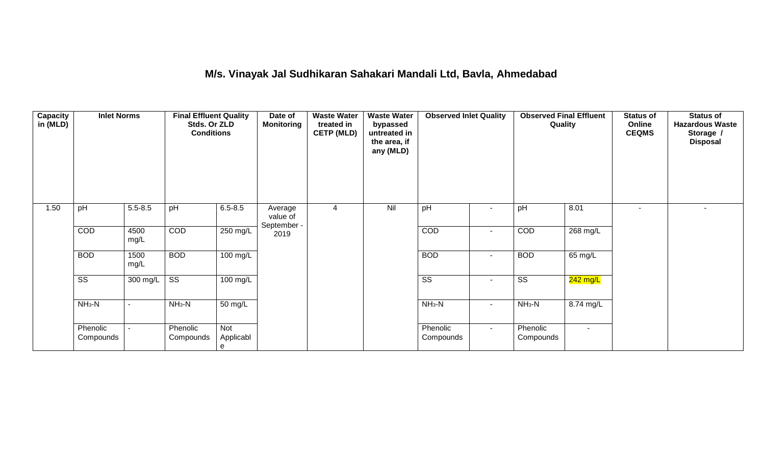## M/s. Vinayak Jal Sudhikaran Sahakari Mandali Ltd, Bavla, Ahmedabad

| Capacity in (MLD) | Inlet Norms | | Final Effluent Quality Stds. Or ZLD Conditions | | Date of Monitoring | Waste Water treated in CETP (MLD) | Waste Water bypassed untreated in the area, if any (MLD) | Observed Inlet Quality | | Observed Final Effluent Quality | | Status of Online CEQMS | Status of Hazardous Waste Storage / Disposal |
|---|---|---|---|---|---|---|---|---|---|---|---|---|---|
| 1.50 | pH | 5.5-8.5 | pH | 6.5-8.5 | Average value of September - 2019 | 4 | Nil | pH | - | pH | 8.01 | - | - |
| | COD | 4500 mg/L | COD | 250 mg/L | | | | COD | - | COD | 268 mg/L | | |
| | BOD | 1500 mg/L | BOD | 100 mg/L | | | | BOD | - | BOD | 65 mg/L | | |
| | SS | 300 mg/L | SS | 100 mg/L | | | | SS | - | SS | 242 mg/L | | |
| | $NH_3$-N | - | $NH_3$-N | 50 mg/L | | | | $NH_3$-N | - | $NH_3$-N | 8.74 mg/L | | |
| | Phenolic Compounds | - | Phenolic Compounds | Not Applicable | | | | Phenolic Compounds | - | Phenolic Compounds | - | | |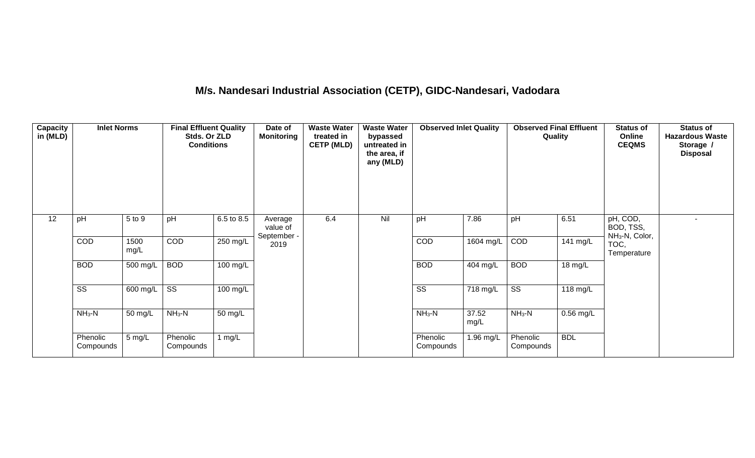# M/s. Nandesari Industrial Association (CETP), GIDC-Nandesari, Vadodara

| Capacity in (MLD) | Inlet Norms | | Final Effluent Quality Stds. Or ZLD Conditions | | Date of Monitoring | Waste Water treated in CETP (MLD) | Waste Water bypassed untreated in the area, if any (MLD) | Observed Inlet Quality | | Observed Final Effluent Quality | | Status of Online CEQMS | Status of Hazardous Waste Storage / Disposal |
|---|---|---|---|---|---|---|---|---|---|---|---|---|---|
| 12 | pH | 5 to 9 | pH | 6.5 to 8.5 | Average value of September - 2019 | 6.4 | Nil | pH | 7.86 | pH | 6.51 | pH, COD, BOD, TSS, $NH_3$-N, Color, TOC, Temperature | - |
| | COD | 1500 mg/L | COD | 250 mg/L | | | | COD | 1604 mg/L | COD | 141 mg/L | | |
| | BOD | 500 mg/L | BOD | 100 mg/L | | | | BOD | 404 mg/L | BOD | 18 mg/L | | |
| | SS | 600 mg/L | SS | 100 mg/L | | | | SS | 718 mg/L | SS | 118 mg/L | | |
| | $NH_3$-N | 50 mg/L | $NH_3$-N | 50 mg/L | | | | $NH_3$-N | 37.52 mg/L | $NH_3$-N | 0.56 mg/L | | |
| | Phenolic Compounds | 5 mg/L | Phenolic Compounds | 1 mg/L | | | | Phenolic Compounds | 1.96 mg/L | Phenolic Compounds | BDL | | |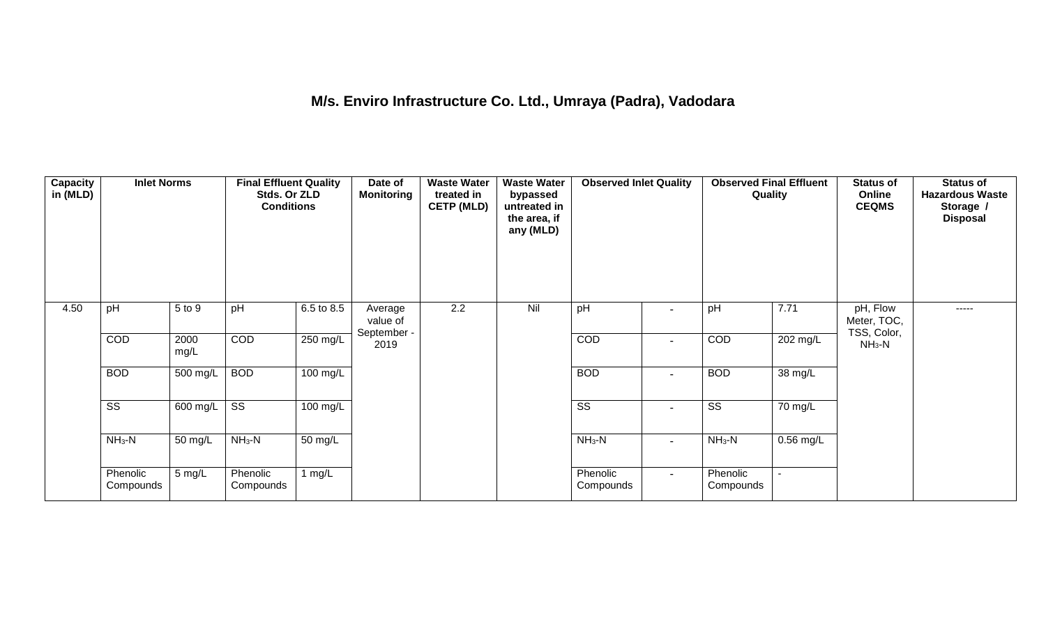**M/s. Enviro Infrastructure Co. Ltd., Umraya (Padra), Vadodara**

| Capacity in (MLD) | Inlet Norms | | Final Effluent Quality Stds. Or ZLD Conditions | | Date of Monitoring | Waste Water treated in CETP (MLD) | Waste Water bypassed untreated in the area, if any (MLD) | Observed Inlet Quality | | Observed Final Effluent Quality | | Status of Online CEQMS | Status of Hazardous Waste Storage / Disposal |
|---|---|---|---|---|---|---|---|---|---|---|---|---|---|
| 4.50 | pH | 5 to 9 | pH | 6.5 to 8.5 | Average value of September - 2019 | 2.2 | Nil | pH | - | pH | 7.71 | pH, Flow Meter, TOC, TSS, Color, $NH_3$-N | ----- |
| | COD | 2000 mg/L | COD | 250 mg/L | | | | COD | - | COD | 202 mg/L | | |
| | BOD | 500 mg/L | BOD | 100 mg/L | | | | BOD | - | BOD | 38 mg/L | | |
| | SS | 600 mg/L | SS | 100 mg/L | | | | SS | - | SS | 70 mg/L | | |
| | $NH_3$-N | 50 mg/L | $NH_3$-N | 50 mg/L | | | | $NH_3$-N | - | $NH_3$-N | 0.56 mg/L | | |
| | Phenolic Compounds | 5 mg/L | Phenolic Compounds | 1 mg/L | | | | Phenolic Compounds | - | Phenolic Compounds | - | | |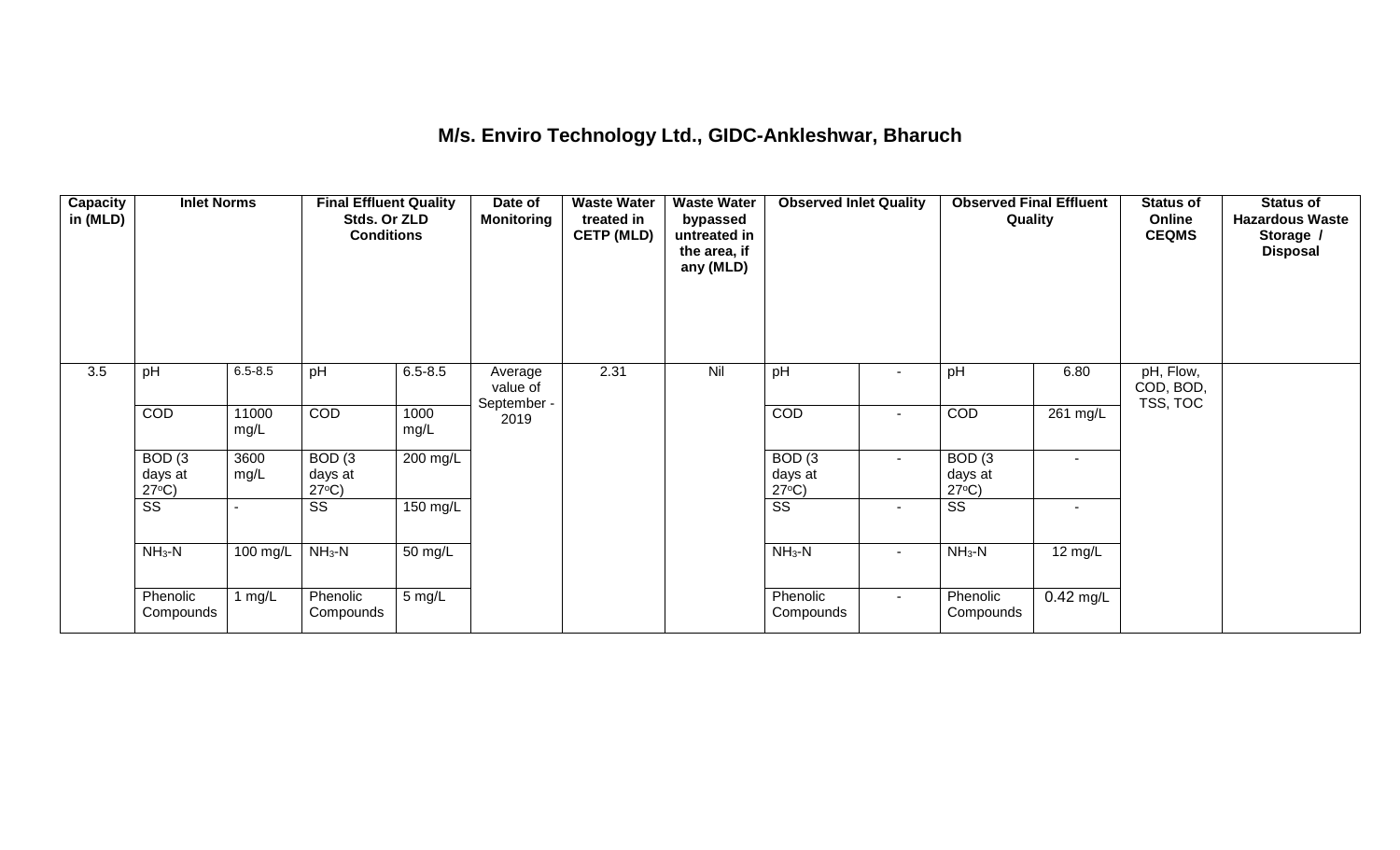# M/s. Enviro Technology Ltd., GIDC-Ankleshwar, Bharuch

| Capacity in (MLD) | Inlet Norms | | Final Effluent Quality Stds. Or ZLD Conditions | | Date of Monitoring | Waste Water treated in CETP (MLD) | Waste Water bypassed untreated in the area, if any (MLD) | Observed Inlet Quality | | Observed Final Effluent Quality | | Status of Online CEQMS | Status of Hazardous Waste Storage / Disposal |
|---|---|---|---|---|---|---|---|---|---|---|---|---|---|
| 3.5 | pH | 6.5-8.5 | pH | 6.5-8.5 | Average value of September - 2019 | 2.31 | Nil | pH | - | pH | 6.80 | pH, Flow, COD, BOD, TSS, TOC | |
| | COD | 11000 mg/L | COD | 1000 mg/L | | | | COD | - | COD | 261 mg/L | | |
| | BOD (3 days at 27°C) | 3600 mg/L | BOD (3 days at 27°C) | 200 mg/L | | | | BOD (3 days at 27°C) | - | BOD (3 days at 27°C) | - | | |
| | SS | - | SS | 150 mg/L | | | | SS | - | SS | - | | |
| | $NH_3$-N | 100 mg/L | $NH_3$-N | 50 mg/L | | | | $NH_3$-N | - | $NH_3$-N | 12 mg/L | | |
| | Phenolic Compounds | 1 mg/L | Phenolic Compounds | 5 mg/L | | | | Phenolic Compounds | - | Phenolic Compounds | 0.42 mg/L | | |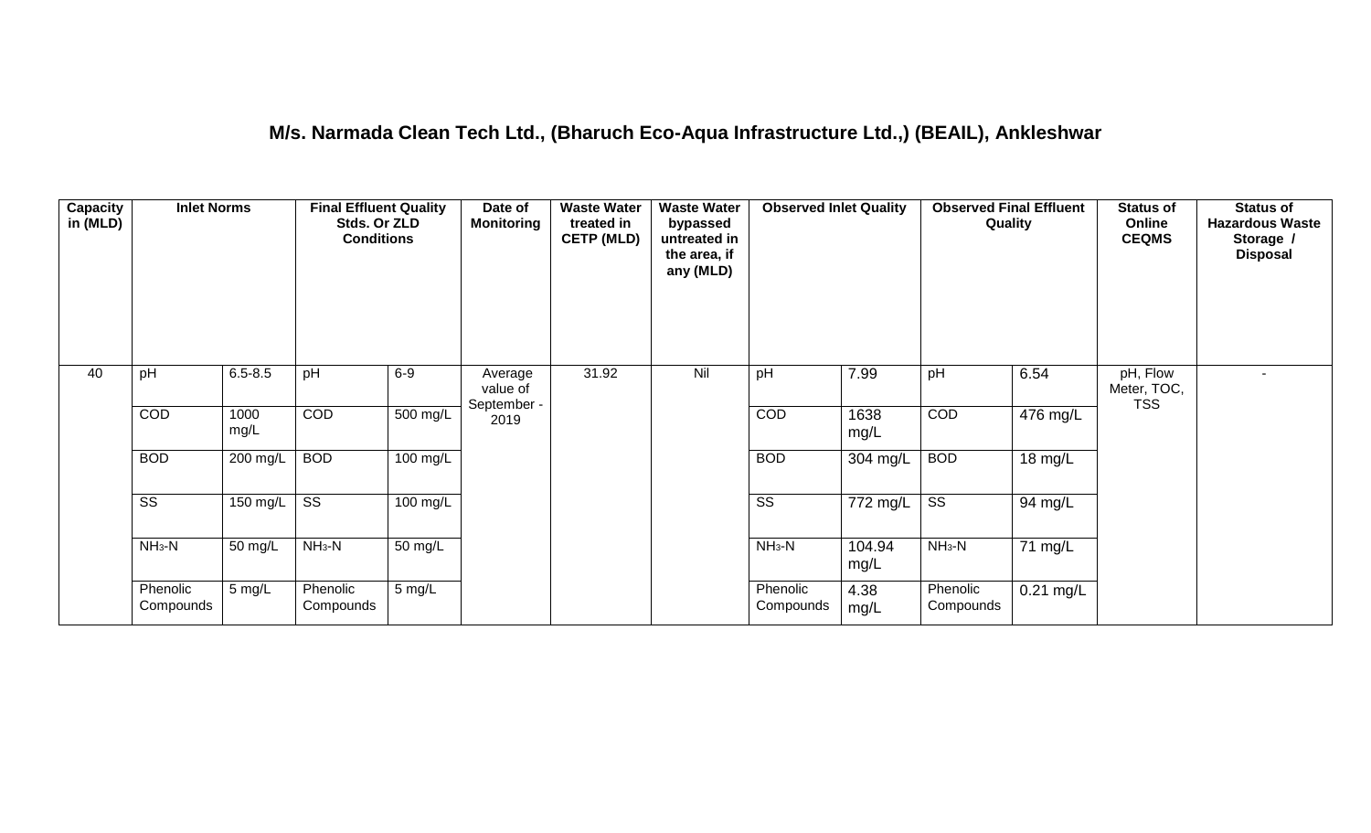# M/s. Narmada Clean Tech Ltd., (Bharuch Eco-Aqua Infrastructure Ltd.,) (BEAIL), Ankleshwar

| Capacity in (MLD) | Inlet Norms | | Final Effluent Quality Stds. Or ZLD Conditions | | Date of Monitoring | Waste Water treated in CETP (MLD) | Waste Water bypassed untreated in the area, if any (MLD) | Observed Inlet Quality | | Observed Final Effluent Quality | | Status of Online CEQMS | Status of Hazardous Waste Storage / Disposal |
|---|---|---|---|---|---|---|---|---|---|---|---|---|---|
| 40 | pH | 6.5-8.5 | pH | 6-9 | Average value of September - 2019 | 31.92 | Nil | pH | 7.99 | pH | 6.54 | pH, Flow Meter, TOC, TSS | - |
| | COD | 1000 mg/L | COD | 500 mg/L | | | | COD | 1638 mg/L | COD | 476 mg/L | | |
| | BOD | 200 mg/L | BOD | 100 mg/L | | | | BOD | 304 mg/L | BOD | 18 mg/L | | |
| | SS | 150 mg/L | SS | 100 mg/L | | | | SS | 772 mg/L | SS | 94 mg/L | | |
| | $NH_3$-N | 50 mg/L | $NH_3$-N | 50 mg/L | | | | $NH_3$-N | 104.94 mg/L | $NH_3$-N | 71 mg/L | | |
| | Phenolic Compounds | 5 mg/L | Phenolic Compounds | 5 mg/L | | | | Phenolic Compounds | 4.38 mg/L | Phenolic Compounds | 0.21 mg/L | | |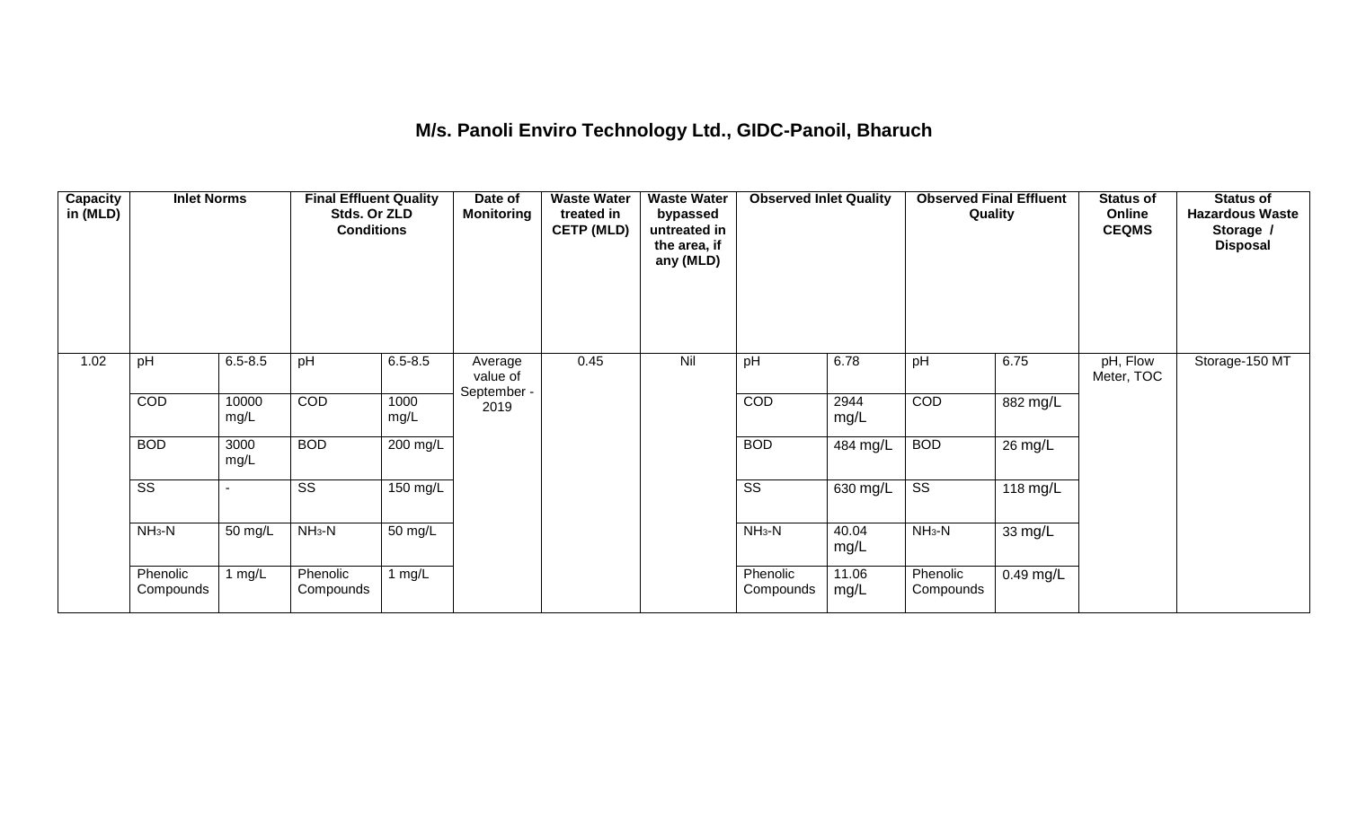# M/s. Panoli Enviro Technology Ltd., GIDC-Panoil, Bharuch

| Capacity in (MLD) | Inlet Norms | | Final Effluent Quality Stds. Or ZLD Conditions | | Date of Monitoring | Waste Water treated in CETP (MLD) | Waste Water bypassed untreated in the area, if any (MLD) | Observed Inlet Quality | | Observed Final Effluent Quality | | Status of Online CEQMS | Status of Hazardous Waste Storage / Disposal |
|---|---|---|---|---|---|---|---|---|---|---|---|---|---|
| 1.02 | pH | 6.5-8.5 | pH | 6.5-8.5 | Average value of September - 2019 | 0.45 | Nil | pH | 6.78 | pH | 6.75 | pH, Flow Meter, TOC | Storage-150 MT |
| | COD | 10000 mg/L | COD | 1000 mg/L | | | | COD | 2944 mg/L | COD | 882 mg/L | | |
| | BOD | 3000 mg/L | BOD | 200 mg/L | | | | BOD | 484 mg/L | BOD | 26 mg/L | | |
| | SS | - | SS | 150 mg/L | | | | SS | 630 mg/L | SS | 118 mg/L | | |
| | $NH_3$-N | 50 mg/L | $NH_3$-N | 50 mg/L | | | | $NH_3$-N | 40.04 mg/L | $NH_3$-N | 33 mg/L | | |
| | Phenolic Compounds | 1 mg/L | Phenolic Compounds | 1 mg/L | | | | Phenolic Compounds | 11.06 mg/L | Phenolic Compounds | 0.49 mg/L | | |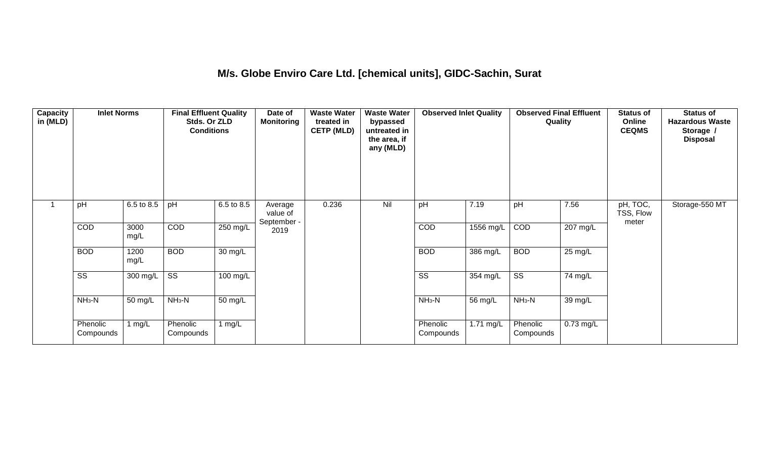## M/s. Globe Enviro Care Ltd. [chemical units], GIDC-Sachin, Surat

| Capacity in (MLD) | Inlet Norms | | Final Effluent Quality Stds. Or ZLD Conditions | | Date of Monitoring | Waste Water treated in CETP (MLD) | Waste Water bypassed untreated in the area, if any (MLD) | Observed Inlet Quality | | Observed Final Effluent Quality | | Status of Online CEQMS | Status of Hazardous Waste Storage / Disposal |
|---|---|---|---|---|---|---|---|---|---|---|---|---|---|
| 1 | pH | 6.5 to 8.5 | pH | 6.5 to 8.5 | Average value of September - 2019 | 0.236 | Nil | pH | 7.19 | pH | 7.56 | pH, TOC, TSS, Flow meter | Storage-550 MT |
| | COD | 3000 mg/L | COD | 250 mg/L | | | | COD | 1556 mg/L | COD | 207 mg/L | | |
| | BOD | 1200 mg/L | BOD | 30 mg/L | | | | BOD | 386 mg/L | BOD | 25 mg/L | | |
| | SS | 300 mg/L | SS | 100 mg/L | | | | SS | 354 mg/L | SS | 74 mg/L | | |
| | $NH_3$-N | 50 mg/L | $NH_3$-N | 50 mg/L | | | | $NH_3$-N | 56 mg/L | $NH_3$-N | 39 mg/L | | |
| | Phenolic Compounds | 1 mg/L | Phenolic Compounds | 1 mg/L | | | | Phenolic Compounds | 1.71 mg/L | Phenolic Compounds | 0.73 mg/L | | |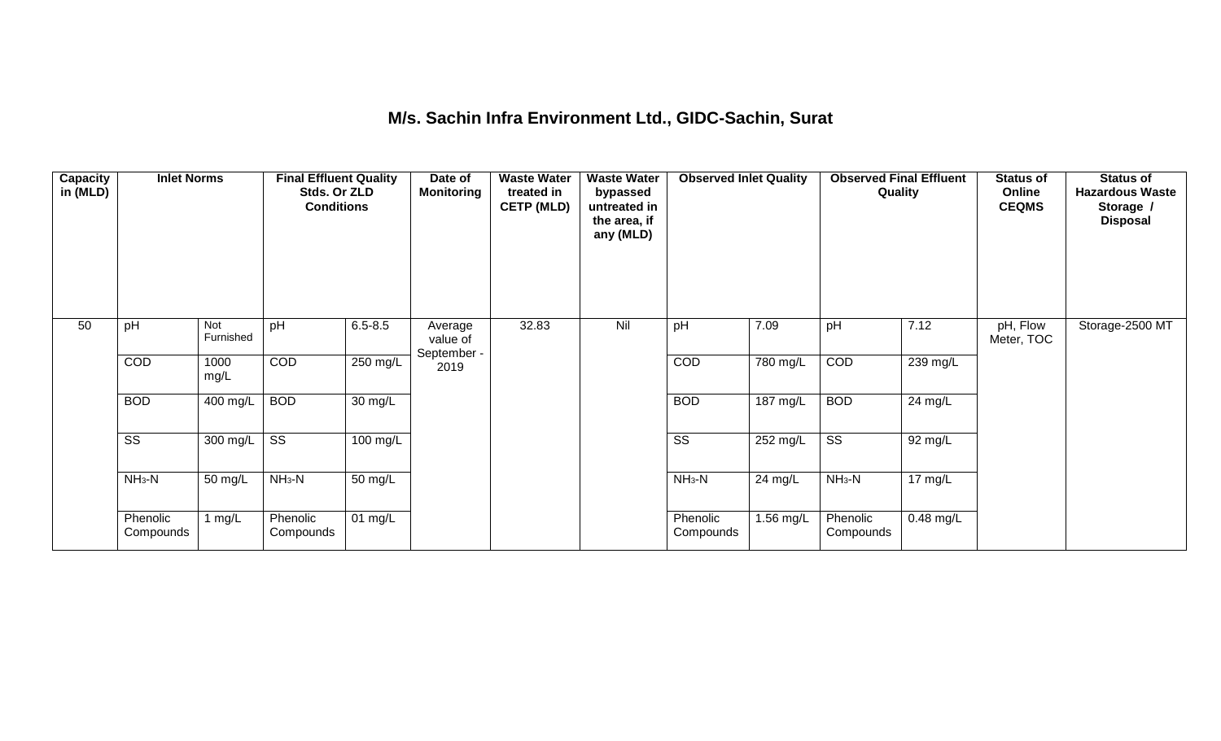# M/s. Sachin Infra Environment Ltd., GIDC-Sachin, Surat

| Capacity in (MLD) | Inlet Norms | | Final Effluent Quality Stds. Or ZLD Conditions | | Date of Monitoring | Waste Water treated in CETP (MLD) | Waste Water bypassed untreated in the area, if any (MLD) | Observed Inlet Quality | | Observed Final Effluent Quality | | Status of Online CEQMS | Status of Hazardous Waste Storage / Disposal |
|---|---|---|---|---|---|---|---|---|---|---|---|---|---|
| 50 | pH | Not Furnished | pH | 6.5-8.5 | Average value of September - 2019 | 32.83 | Nil | pH | 7.09 | pH | 7.12 | pH, Flow Meter, TOC | Storage-2500 MT |
| | COD | 1000 mg/L | COD | 250 mg/L | | | | COD | 780 mg/L | COD | 239 mg/L | | |
| | BOD | 400 mg/L | BOD | 30 mg/L | | | | BOD | 187 mg/L | BOD | 24 mg/L | | |
| | SS | 300 mg/L | SS | 100 mg/L | | | | SS | 252 mg/L | SS | 92 mg/L | | |
| | $NH_3$-N | 50 mg/L | $NH_3$-N | 50 mg/L | | | | $NH_3$-N | 24 mg/L | $NH_3$-N | 17 mg/L | | |
| | Phenolic Compounds | 1 mg/L | Phenolic Compounds | 01 mg/L | | | | Phenolic Compounds | 1.56 mg/L | Phenolic Compounds | 0.48 mg/L | | |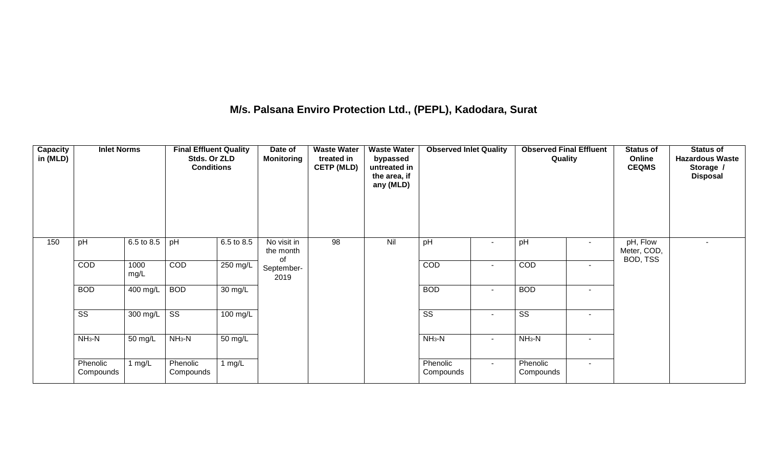# M/s. Palsana Enviro Protection Ltd., (PEPL), Kadodara, Surat

| Capacity in (MLD) | Inlet Norms | | Final Effluent Quality Stds. Or ZLD Conditions | | Date of Monitoring | Waste Water treated in CETP (MLD) | Waste Water bypassed untreated in the area, if any (MLD) | Observed Inlet Quality | | Observed Final Effluent Quality | | Status of Online CEQMS | Status of Hazardous Waste Storage / Disposal |
|---|---|---|---|---|---|---|---|---|---|---|---|---|---|
| 150 | pH | 6.5 to 8.5 | pH | 6.5 to 8.5 | No visit in the month of September-2019 | 98 | Nil | pH | - | pH | - | pH, Flow Meter, COD, BOD, TSS | - |
| | COD | 1000 mg/L | COD | 250 mg/L | | | | COD | - | COD | - | | |
| | BOD | 400 mg/L | BOD | 30 mg/L | | | | BOD | - | BOD | - | | |
| | SS | 300 mg/L | SS | 100 mg/L | | | | SS | - | SS | - | | |
| | $NH_3$-N | 50 mg/L | $NH_3$-N | 50 mg/L | | | | $NH_3$-N | - | $NH_3$-N | - | | |
| | Phenolic Compounds | 1 mg/L | Phenolic Compounds | 1 mg/L | | | | Phenolic Compounds | - | Phenolic Compounds | - | | |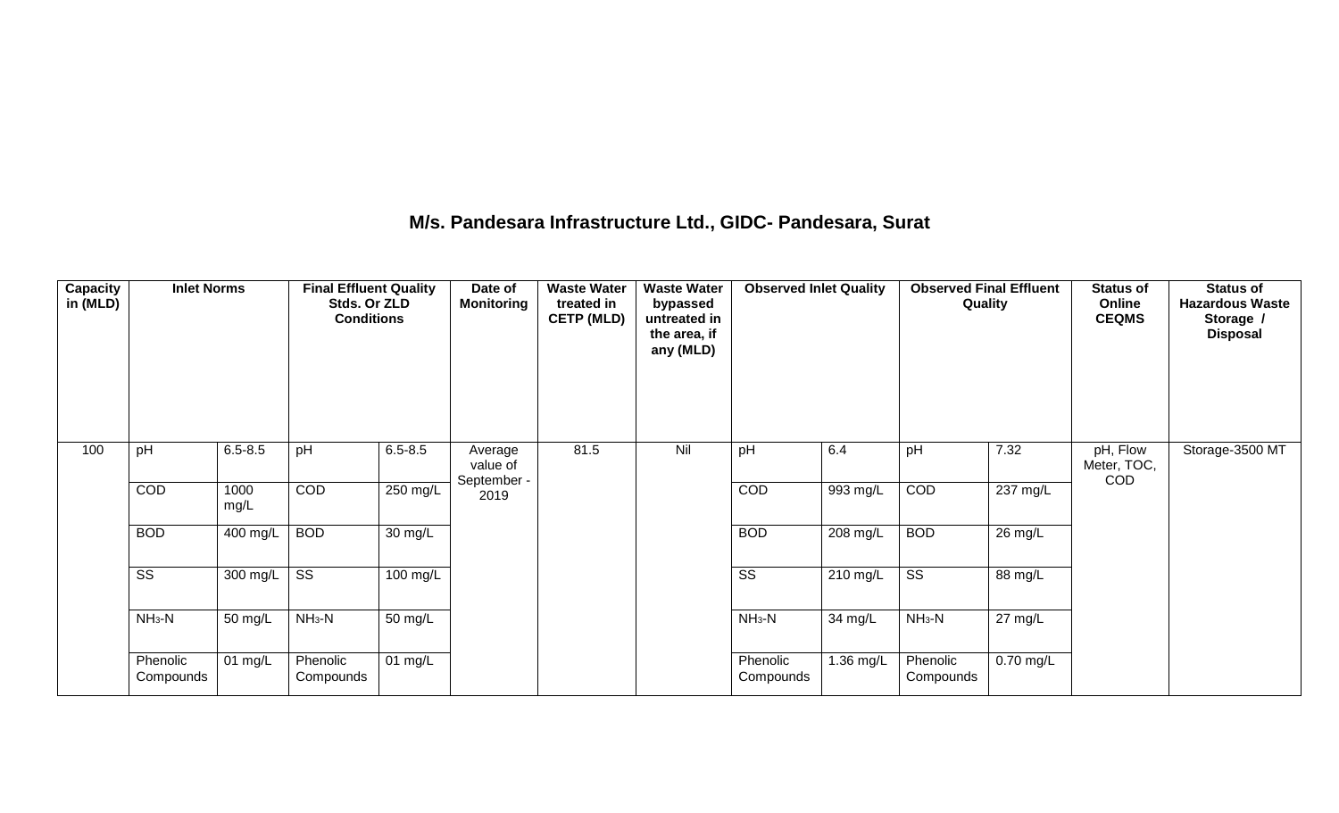## M/s. Pandesara Infrastructure Ltd., GIDC- Pandesara, Surat

| Capacity in (MLD) | Inlet Norms | | Final Effluent Quality Stds. Or ZLD Conditions | | Date of Monitoring | Waste Water treated in CETP (MLD) | Waste Water bypassed untreated in the area, if any (MLD) | Observed Inlet Quality | | Observed Final Effluent Quality | | Status of Online CEQMS | Status of Hazardous Waste Storage / Disposal |
|---|---|---|---|---|---|---|---|---|---|---|---|---|---|
| 100 | pH | 6.5-8.5 | pH | 6.5-8.5 | Average value of September - 2019 | 81.5 | Nil | pH | 6.4 | pH | 7.32 | pH, Flow Meter, TOC, COD | Storage-3500 MT |
| | COD | 1000 mg/L | COD | 250 mg/L | | | | COD | 993 mg/L | COD | 237 mg/L | | |
| | BOD | 400 mg/L | BOD | 30 mg/L | | | | BOD | 208 mg/L | BOD | 26 mg/L | | |
| | SS | 300 mg/L | SS | 100 mg/L | | | | SS | 210 mg/L | SS | 88 mg/L | | |
| | $NH_3$-N | 50 mg/L | $NH_3$-N | 50 mg/L | | | | $NH_3$-N | 34 mg/L | $NH_3$-N | 27 mg/L | | |
| | Phenolic Compounds | 01 mg/L | Phenolic Compounds | 01 mg/L | | | | Phenolic Compounds | 1.36 mg/L | Phenolic Compounds | 0.70 mg/L | | |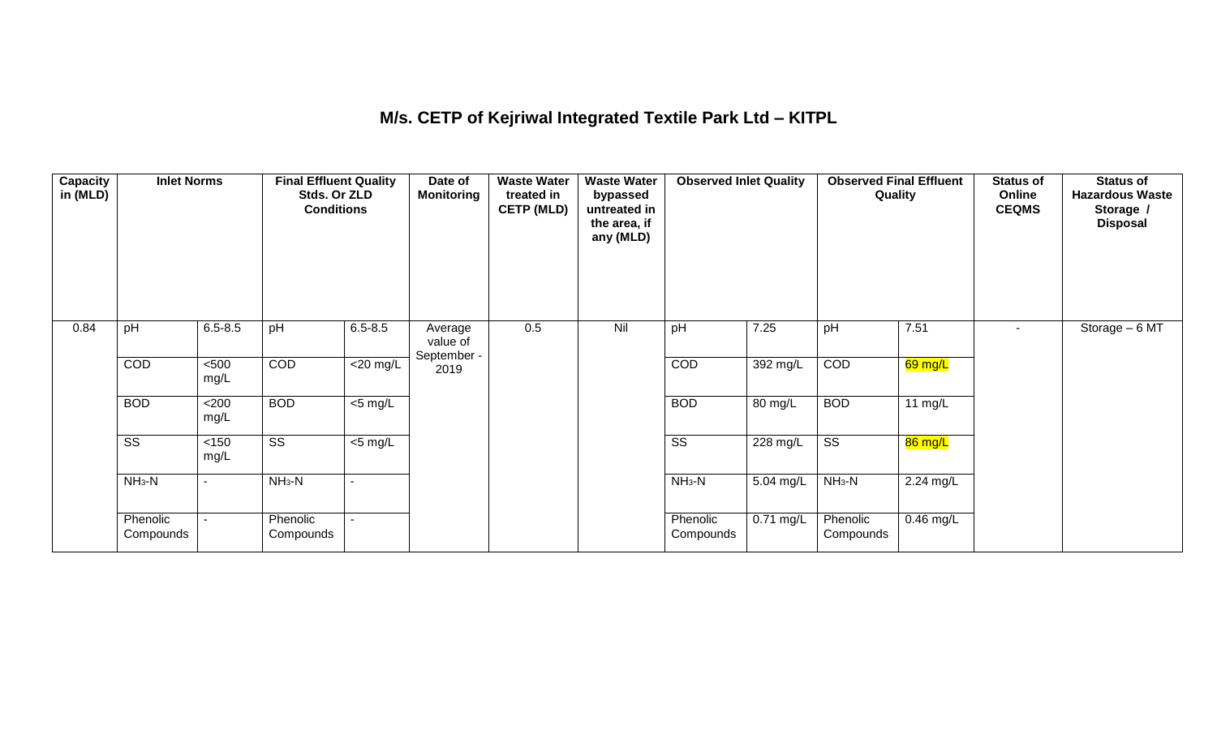# M/s. CETP of Kejriwal Integrated Textile Park Ltd – KITPL

| Capacity in (MLD) | Inlet Norms | | Final Effluent Quality Stds. Or ZLD Conditions | | Date of Monitoring | Waste Water treated in CETP (MLD) | Waste Water bypassed untreated in the area, if any (MLD) | Observed Inlet Quality | | Observed Final Effluent Quality | | Status of Online CEQMS | Status of Hazardous Waste Storage / Disposal |
|---|---|---|---|---|---|---|---|---|---|---|---|---|---|
| 0.84 | pH | 6.5-8.5 | pH | 6.5-8.5 | Average value of September - 2019 | 0.5 | Nil | pH | 7.25 | pH | 7.51 | - | Storage – 6 MT |
| | COD | <500 mg/L | COD | <20 mg/L | | | | COD | 392 mg/L | COD | 69 mg/L | | |
| | BOD | <200 mg/L | BOD | <5 mg/L | | | | BOD | 80 mg/L | BOD | 11 mg/L | | |
| | SS | <150 mg/L | SS | <5 mg/L | | | | SS | 228 mg/L | SS | 86 mg/L | | |
| | $NH_3$-N | - | $NH_3$-N | - | | | | $NH_3$-N | 5.04 mg/L | $NH_3$-N | 2.24 mg/L | | |
| | Phenolic Compounds | - | Phenolic Compounds | - | | | | Phenolic Compounds | 0.71 mg/L | Phenolic Compounds | 0.46 mg/L | | |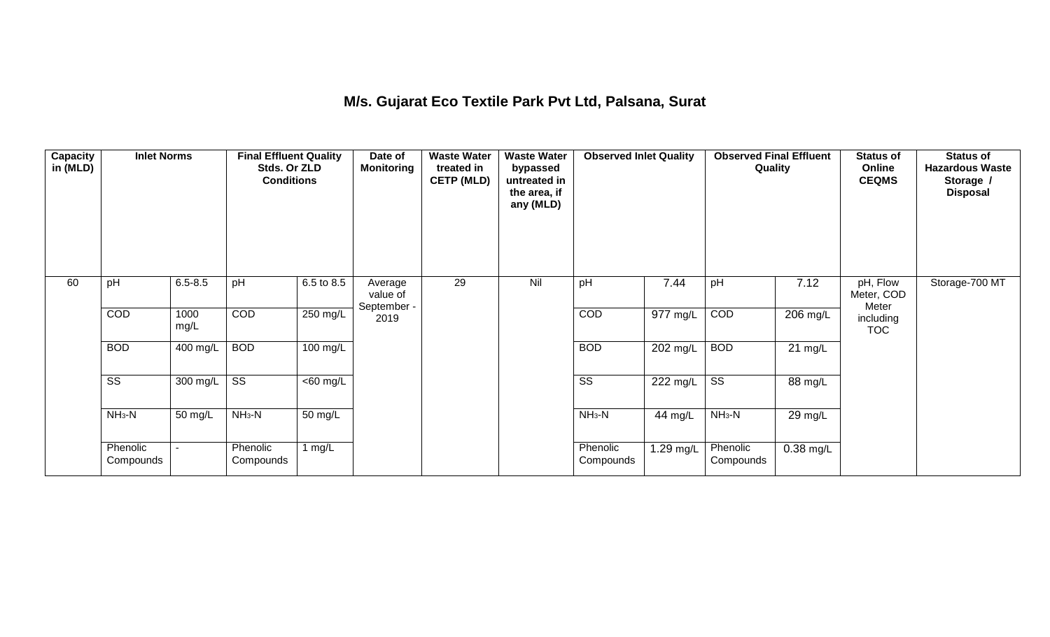# M/s. Gujarat Eco Textile Park Pvt Ltd, Palsana, Surat

| Capacity in (MLD) | Inlet Norms | | Final Effluent Quality Stds. Or ZLD Conditions | | Date of Monitoring | Waste Water treated in CETP (MLD) | Waste Water bypassed untreated in the area, if any (MLD) | Observed Inlet Quality | | Observed Final Effluent Quality | | Status of Online CEQMS | Status of Hazardous Waste Storage / Disposal |
|---|---|---|---|---|---|---|---|---|---|---|---|---|---|
| 60 | pH | 6.5-8.5 | pH | 6.5 to 8.5 | Average value of September - 2019 | 29 | Nil | pH | 7.44 | pH | 7.12 | pH, Flow Meter, COD Meter including TOC | Storage-700 MT |
| | COD | 1000 mg/L | COD | 250 mg/L | | | | COD | 977 mg/L | COD | 206 mg/L | | |
| | BOD | 400 mg/L | BOD | 100 mg/L | | | | BOD | 202 mg/L | BOD | 21 mg/L | | |
| | SS | 300 mg/L | SS | <60 mg/L | | | | SS | 222 mg/L | SS | 88 mg/L | | |
| | $NH_3$-N | 50 mg/L | $NH_3$-N | 50 mg/L | | | | $NH_3$-N | 44 mg/L | $NH_3$-N | 29 mg/L | | |
| | Phenolic Compounds | - | Phenolic Compounds | 1 mg/L | | | | Phenolic Compounds | 1.29 mg/L | Phenolic Compounds | 0.38 mg/L | | |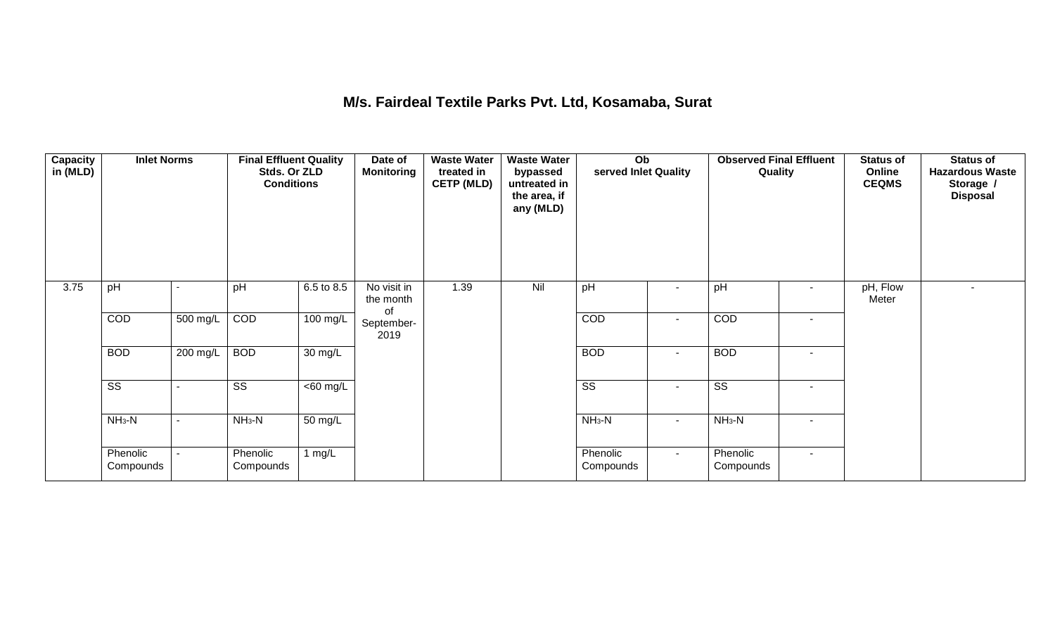# M/s. Fairdeal Textile Parks Pvt. Ltd, Kosamaba, Surat

| Capacity in (MLD) | Inlet Norms | | Final Effluent Quality Stds. Or ZLD Conditions | | Date of Monitoring | Waste Water treated in CETP (MLD) | Waste Water bypassed untreated in the area, if any (MLD) | Observed Inlet Quality | | Observed Final Effluent Quality | | Status of Online CEQMS | Status of Hazardous Waste Storage / Disposal |
|---|---|---|---|---|---|---|---|---|---|---|---|---|---|
| 3.75 | pH | - | pH | 6.5 to 8.5 | No visit in the month of September-2019 | 1.39 | Nil | pH | - | pH | - | pH, Flow Meter | - |
| | COD | 500 mg/L | COD | 100 mg/L | | | | COD | - | COD | - | | |
| | BOD | 200 mg/L | BOD | 30 mg/L | | | | BOD | - | BOD | - | | |
| | SS | - | SS | <60 mg/L | | | | SS | - | SS | - | | |
| | $NH_3$-N | - | $NH_3$-N | 50 mg/L | | | | $NH_3$-N | - | $NH_3$-N | - | | |
| | Phenolic Compounds | - | Phenolic Compounds | 1 mg/L | | | | Phenolic Compounds | - | Phenolic Compounds | - | | |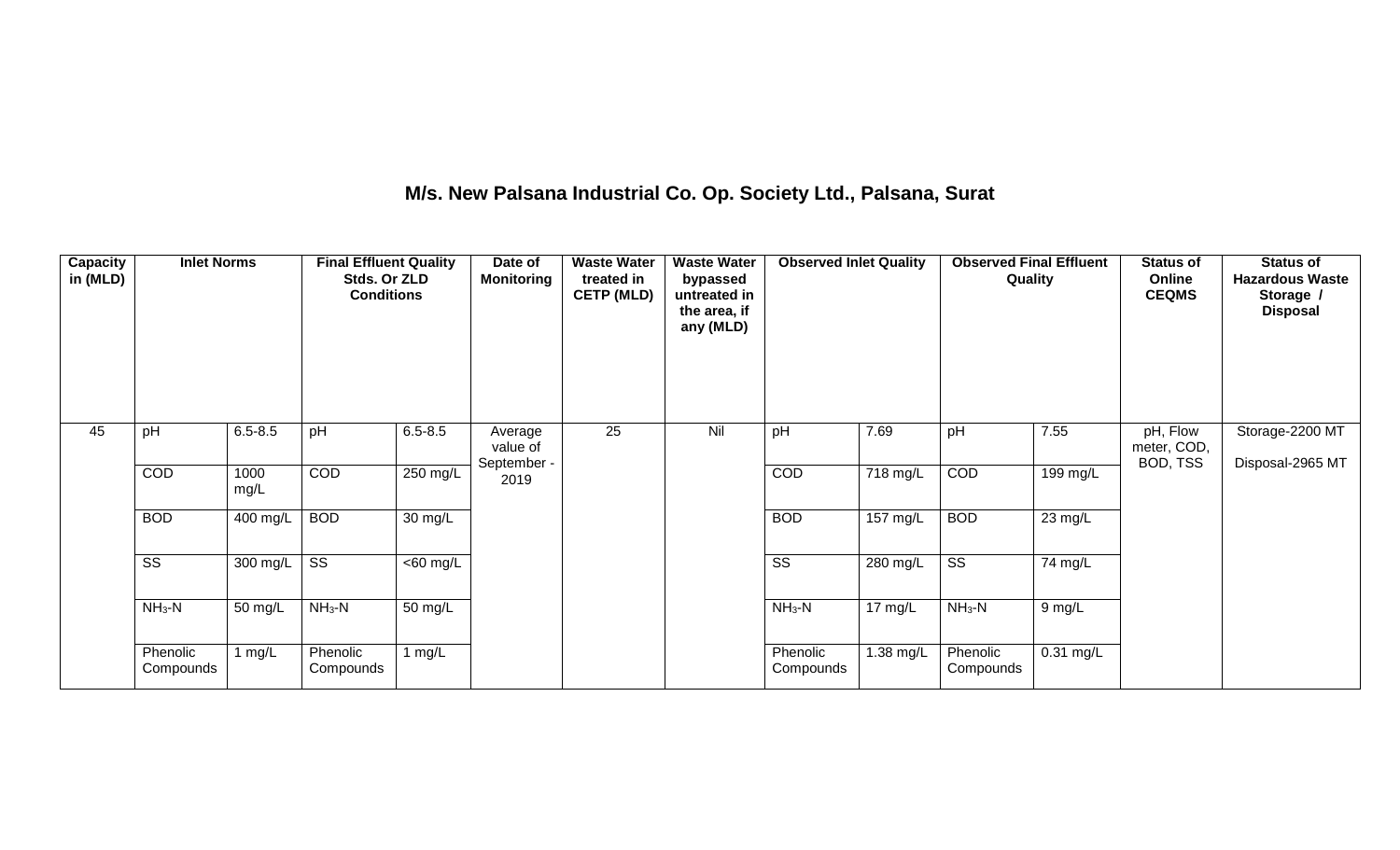## M/s. New Palsana Industrial Co. Op. Society Ltd., Palsana, Surat

| Capacity in (MLD) | Inlet Norms | | Final Effluent Quality Stds. Or ZLD Conditions | | Date of Monitoring | Waste Water treated in CETP (MLD) | Waste Water bypassed untreated in the area, if any (MLD) | Observed Inlet Quality | | Observed Final Effluent Quality | | Status of Online CEQMS | Status of Hazardous Waste Storage / Disposal |
|---|---|---|---|---|---|---|---|---|---|---|---|---|---|
| 45 | pH | 6.5-8.5 | pH | 6.5-8.5 | Average value of September - 2019 | 25 | Nil | pH | 7.69 | pH | 7.55 | pH, Flow meter, COD, BOD, TSS | Storage-2200 MT<br>Disposal-2965 MT |
| | COD | 1000 mg/L | COD | 250 mg/L | | | | COD | 718 mg/L | COD | 199 mg/L | | |
| | BOD | 400 mg/L | BOD | 30 mg/L | | | | BOD | 157 mg/L | BOD | 23 mg/L | | |
| | SS | 300 mg/L | SS | <60 mg/L | | | | SS | 280 mg/L | SS | 74 mg/L | | |
| | $NH_3$-N | 50 mg/L | $NH_3$-N | 50 mg/L | | | | $NH_3$-N | 17 mg/L | $NH_3$-N | 9 mg/L | | |
| | Phenolic Compounds | 1 mg/L | Phenolic Compounds | 1 mg/L | | | | Phenolic Compounds | 1.38 mg/L | Phenolic Compounds | 0.31 mg/L | | |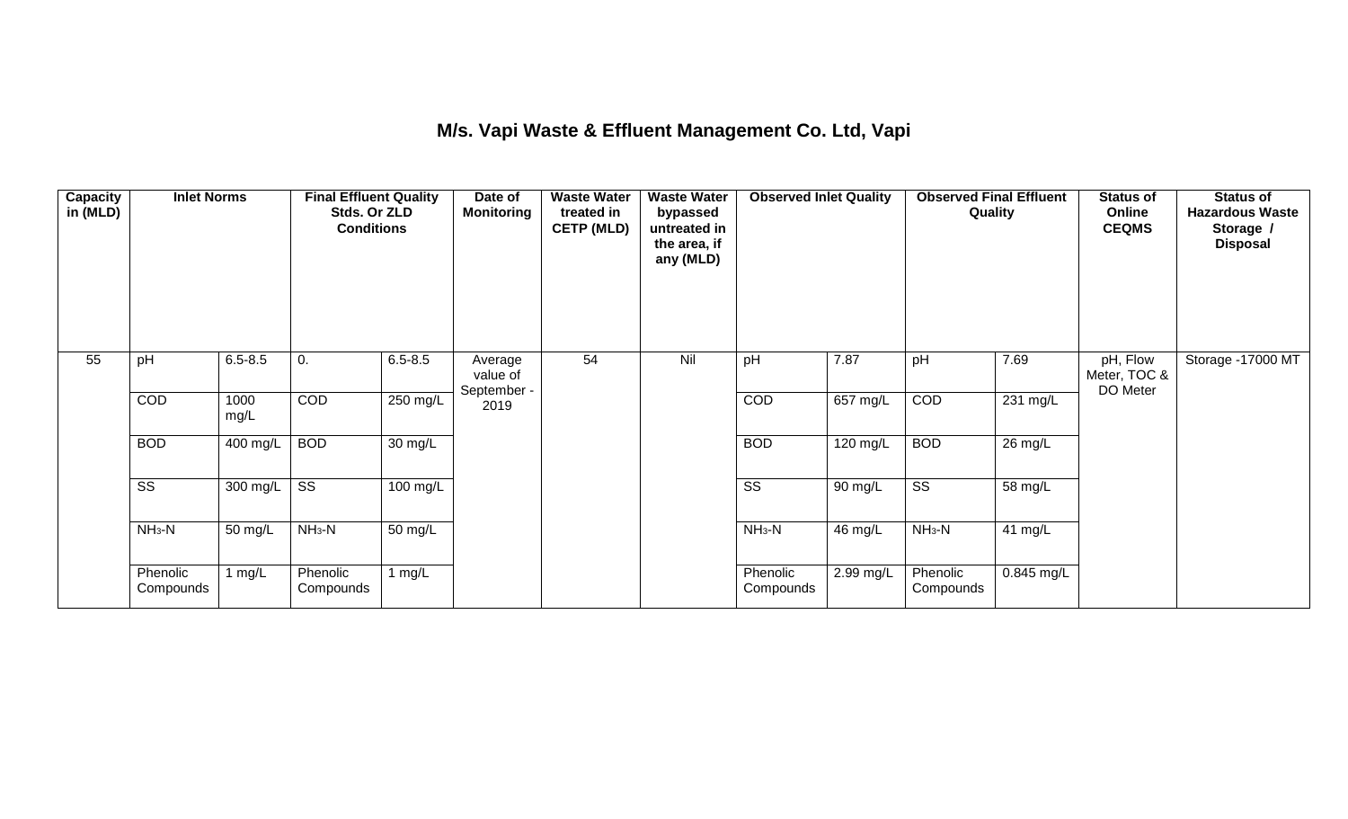# M/s. Vapi Waste & Effluent Management Co. Ltd, Vapi

| Capacity in (MLD) | Inlet Norms | | Final Effluent Quality Stds. Or ZLD Conditions | | Date of Monitoring | Waste Water treated in CETP (MLD) | Waste Water bypassed untreated in the area, if any (MLD) | Observed Inlet Quality | | Observed Final Effluent Quality | | Status of Online CEQMS | Status of Hazardous Waste Storage / Disposal |
|---|---|---|---|---|---|---|---|---|---|---|---|---|---|
| 55 | pH | 6.5-8.5 | 0. | 6.5-8.5 | Average value of September - 2019 | 54 | Nil | pH | 7.87 | pH | 7.69 | pH, Flow Meter, TOC & DO Meter | Storage -17000 MT |
| | COD | 1000 mg/L | COD | 250 mg/L | | | | COD | 657 mg/L | COD | 231 mg/L | | |
| | BOD | 400 mg/L | BOD | 30 mg/L | | | | BOD | 120 mg/L | BOD | 26 mg/L | | |
| | SS | 300 mg/L | SS | 100 mg/L | | | | SS | 90 mg/L | SS | 58 mg/L | | |
| | $NH_3$-N | 50 mg/L | $NH_3$-N | 50 mg/L | | | | $NH_3$-N | 46 mg/L | $NH_3$-N | 41 mg/L | | |
| | Phenolic Compounds | 1 mg/L | Phenolic Compounds | 1 mg/L | | | | Phenolic Compounds | 2.99 mg/L | Phenolic Compounds | 0.845 mg/L | | |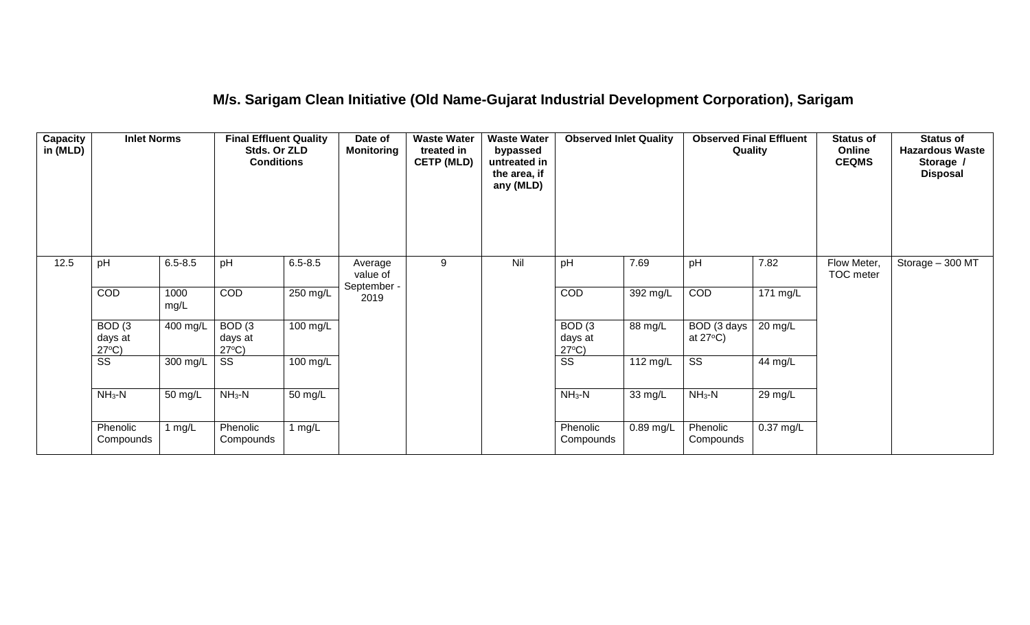## M/s. Sarigam Clean Initiative (Old Name-Gujarat Industrial Development Corporation), Sarigam

| Capacity in (MLD) | Inlet Norms | | Final Effluent Quality Stds. Or ZLD Conditions | | Date of Monitoring | Waste Water treated in CETP (MLD) | Waste Water bypassed untreated in the area, if any (MLD) | Observed Inlet Quality | | Observed Final Effluent Quality | | Status of Online CEQMS | Status of Hazardous Waste Storage / Disposal |
|---|---|---|---|---|---|---|---|---|---|---|---|---|---|
| 12.5 | pH | 6.5-8.5 | pH | 6.5-8.5 | Average value of September - 2019 | 9 | Nil | pH | 7.69 | pH | 7.82 | Flow Meter, TOC meter | Storage – 300 MT |
| | COD | 1000 mg/L | COD | 250 mg/L | | | | COD | 392 mg/L | COD | 171 mg/L | | |
| | BOD (3 days at 27°C) | 400 mg/L | BOD (3 days at 27°C) | 100 mg/L | | | | BOD (3 days at 27°C) | 88 mg/L | BOD (3 days at 27°C) | 20 mg/L | | |
| | SS | 300 mg/L | SS | 100 mg/L | | | | SS | 112 mg/L | SS | 44 mg/L | | |
| | $NH_3$-N | 50 mg/L | $NH_3$-N | 50 mg/L | | | | $NH_3$-N | 33 mg/L | $NH_3$-N | 29 mg/L | | |
| | Phenolic Compounds | 1 mg/L | Phenolic Compounds | 1 mg/L | | | | Phenolic Compounds | 0.89 mg/L | Phenolic Compounds | 0.37 mg/L | | |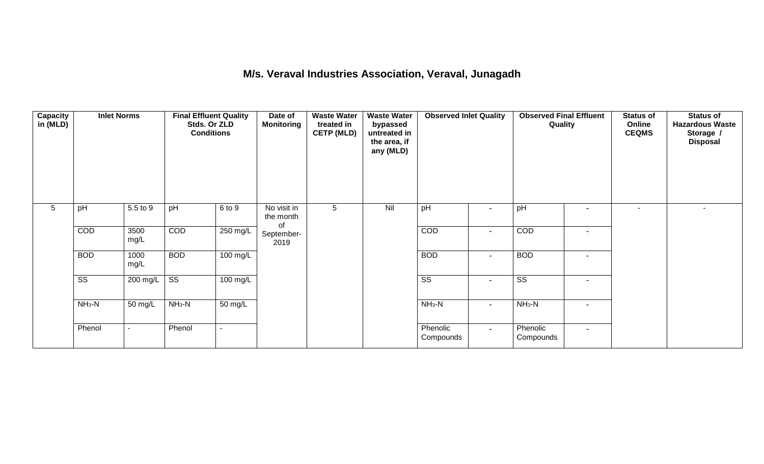# M/s. Veraval Industries Association, Veraval, Junagadh

| Capacity in (MLD) | Inlet Norms | | Final Effluent Quality Stds. Or ZLD Conditions | | Date of Monitoring | Waste Water treated in CETP (MLD) | Waste Water bypassed untreated in the area, if any (MLD) | Observed Inlet Quality | | Observed Final Effluent Quality | | Status of Online CEQMS | Status of Hazardous Waste Storage / Disposal |
|---|---|---|---|---|---|---|---|---|---|---|---|---|---|
| 5 | pH | 5.5 to 9 | pH | 6 to 9 | No visit in the month of September-2019 | 5 | Nil | pH | - | pH | - | - | - |
| | COD | 3500 mg/L | COD | 250 mg/L | | | | COD | - | COD | - | | |
| | BOD | 1000 mg/L | BOD | 100 mg/L | | | | BOD | - | BOD | - | | |
| | SS | 200 mg/L | SS | 100 mg/L | | | | SS | - | SS | - | | |
| | $NH_3$-N | 50 mg/L | $NH_3$-N | 50 mg/L | | | | $NH_3$-N | - | $NH_3$-N | - | | |
| | Phenol | - | Phenol | - | | | | Phenolic Compounds | - | Phenolic Compounds | - | | |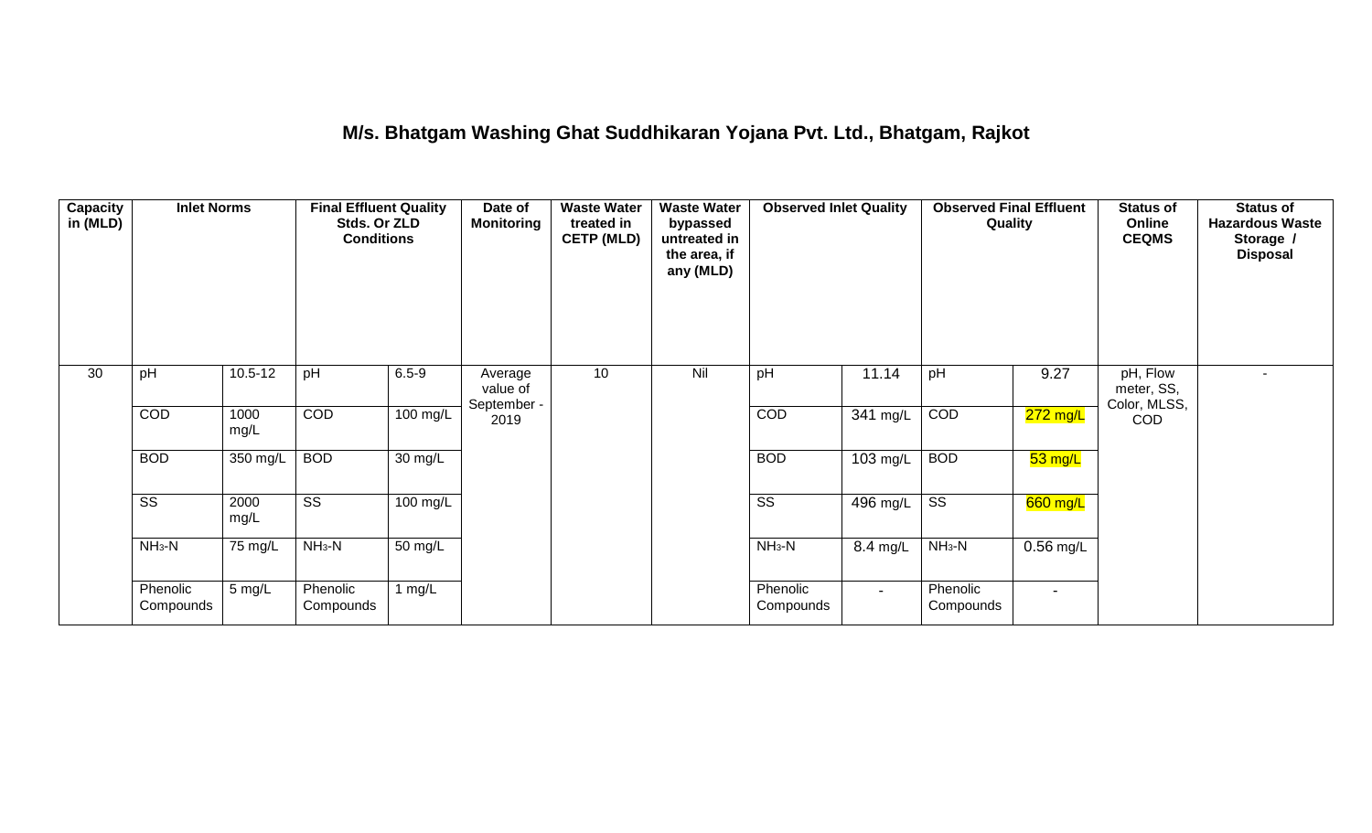# M/s. Bhatgam Washing Ghat Suddhikaran Yojana Pvt. Ltd., Bhatgam, Rajkot

| Capacity in (MLD) | Inlet Norms | | Final Effluent Quality Stds. Or ZLD Conditions | | Date of Monitoring | Waste Water treated in CETP (MLD) | Waste Water bypassed untreated in the area, if any (MLD) | Observed Inlet Quality | | Observed Final Effluent Quality | | Status of Online CEQMS | Status of Hazardous Waste Storage / Disposal |
|---|---|---|---|---|---|---|---|---|---|---|---|---|---|
| 30 | pH | 10.5-12 | pH | 6.5-9 | Average value of September - 2019 | 10 | Nil | pH | 11.14 | pH | 9.27 | pH, Flow meter, SS, Color, MLSS, COD | - |
| | COD | 1000 mg/L | COD | 100 mg/L | | | | COD | 341 mg/L | COD | 272 mg/L | | |
| | BOD | 350 mg/L | BOD | 30 mg/L | | | | BOD | 103 mg/L | BOD | 53 mg/L | | |
| | SS | 2000 mg/L | SS | 100 mg/L | | | | SS | 496 mg/L | SS | 660 mg/L | | |
| | $NH_3$-N | 75 mg/L | $NH_3$-N | 50 mg/L | | | | $NH_3$-N | 8.4 mg/L | $NH_3$-N | 0.56 mg/L | | |
| | Phenolic Compounds | 5 mg/L | Phenolic Compounds | 1 mg/L | | | | Phenolic Compounds | - | Phenolic Compounds | - | | |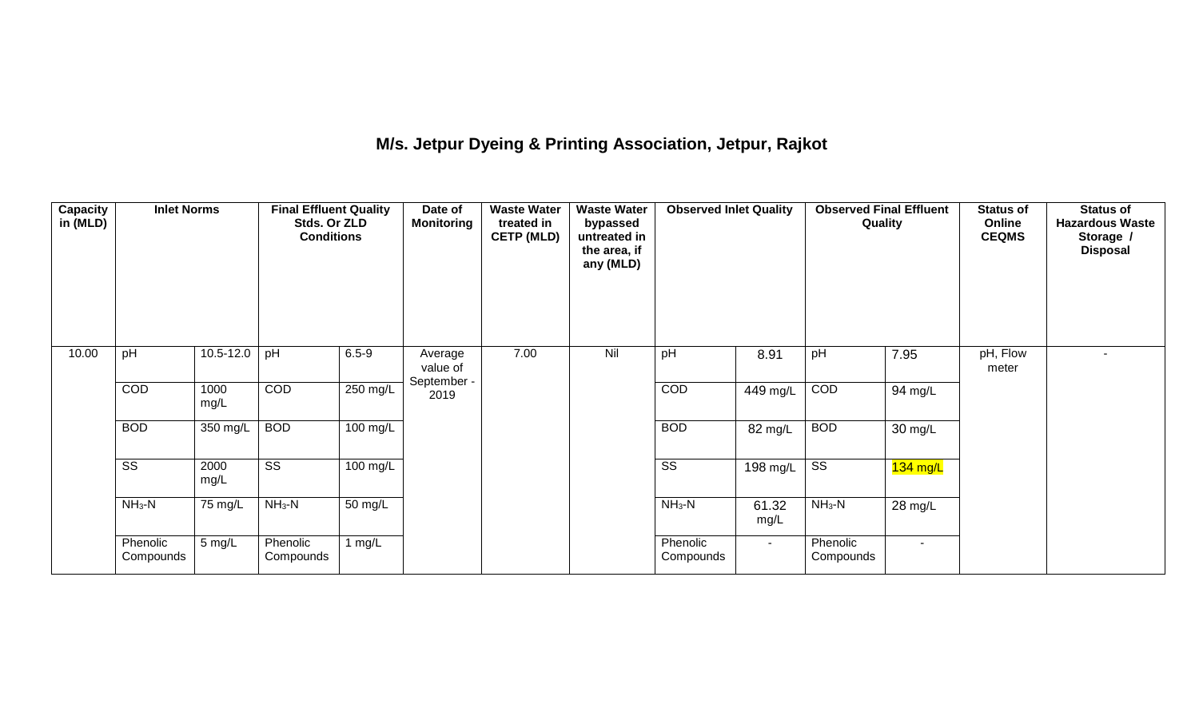# M/s. Jetpur Dyeing & Printing Association, Jetpur, Rajkot

| Capacity in (MLD) | Inlet Norms | | Final Effluent Quality Stds. Or ZLD Conditions | | Date of Monitoring | Waste Water treated in CETP (MLD) | Waste Water bypassed untreated in the area, if any (MLD) | Observed Inlet Quality | | Observed Final Effluent Quality | | Status of Online CEQMS | Status of Hazardous Waste Storage / Disposal |
|---|---|---|---|---|---|---|---|---|---|---|---|---|---|
| 10.00 | pH | 10.5-12.0 | pH | 6.5-9 | Average value of September - 2019 | 7.00 | Nil | pH | 8.91 | pH | 7.95 | pH, Flow meter | - |
| | COD | 1000 mg/L | COD | 250 mg/L | | | | COD | 449 mg/L | COD | 94 mg/L | | |
| | BOD | 350 mg/L | BOD | 100 mg/L | | | | BOD | 82 mg/L | BOD | 30 mg/L | | |
| | SS | 2000 mg/L | SS | 100 mg/L | | | | SS | 198 mg/L | SS | 134 mg/L | | |
| | $NH_3$-N | 75 mg/L | $NH_3$-N | 50 mg/L | | | | $NH_3$-N | 61.32 mg/L | $NH_3$-N | 28 mg/L | | |
| | Phenolic Compounds | 5 mg/L | Phenolic Compounds | 1 mg/L | | | | Phenolic Compounds | - | Phenolic Compounds | - | | |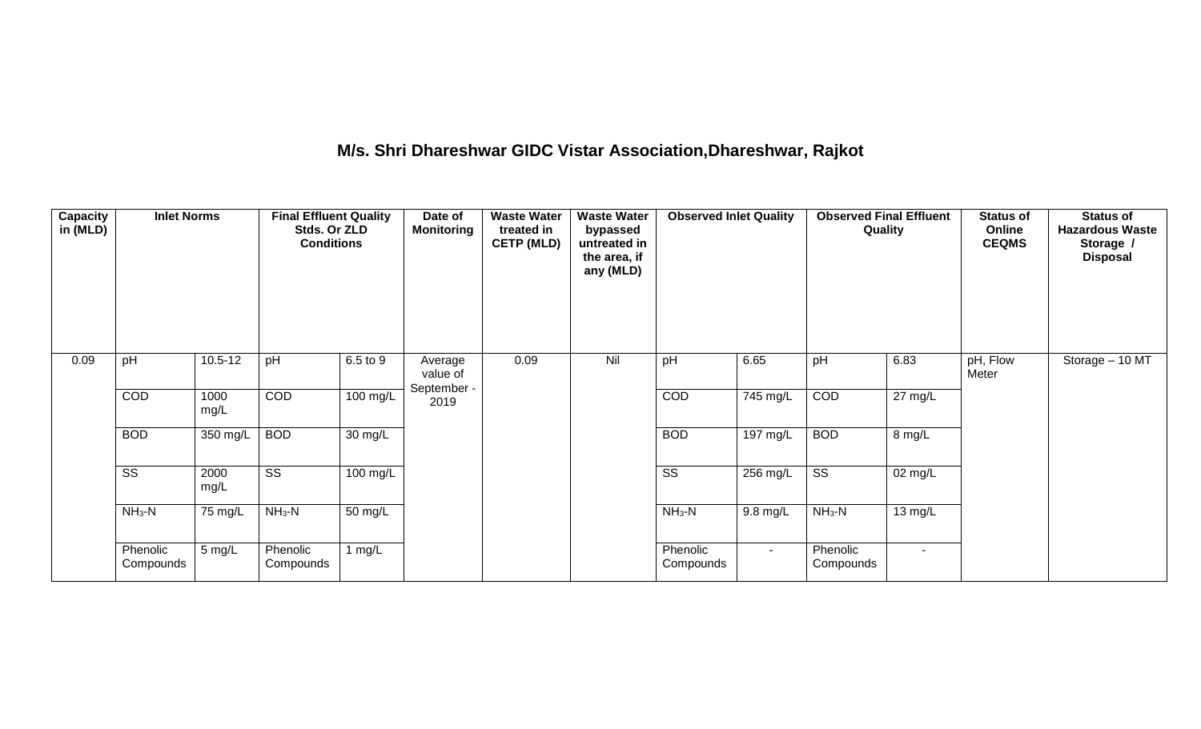# M/s. Shri Dhareshwar GIDC Vistar Association,Dhareshwar, Rajkot

| Capacity in (MLD) | Inlet Norms | | Final Effluent Quality Stds. Or ZLD Conditions | | Date of Monitoring | Waste Water treated in CETP (MLD) | Waste Water bypassed untreated in the area, if any (MLD) | Observed Inlet Quality | | Observed Final Effluent Quality | | Status of Online CEQMS | Status of Hazardous Waste Storage / Disposal |
|---|---|---|---|---|---|---|---|---|---|---|---|---|---|
| 0.09 | pH | 10.5-12 | pH | 6.5 to 9 | Average value of September - 2019 | 0.09 | Nil | pH | 6.65 | pH | 6.83 | pH, Flow Meter | Storage – 10 MT |
| | COD | 1000 mg/L | COD | 100 mg/L | | | | COD | 745 mg/L | COD | 27 mg/L | | |
| | BOD | 350 mg/L | BOD | 30 mg/L | | | | BOD | 197 mg/L | BOD | 8 mg/L | | |
| | SS | 2000 mg/L | SS | 100 mg/L | | | | SS | 256 mg/L | SS | 02 mg/L | | |
| | $NH_3$-N | 75 mg/L | $NH_3$-N | 50 mg/L | | | | $NH_3$-N | 9.8 mg/L | $NH_3$-N | 13 mg/L | | |
| | Phenolic Compounds | 5 mg/L | Phenolic Compounds | 1 mg/L | | | | Phenolic Compounds | - | Phenolic Compounds | - | | |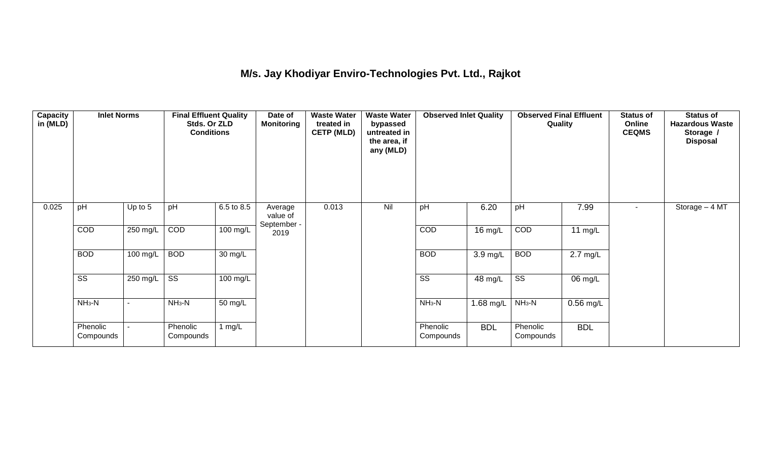## M/s. Jay Khodiyar Enviro-Technologies Pvt. Ltd., Rajkot

| Capacity in (MLD) | Inlet Norms | | Final Effluent Quality Stds. Or ZLD Conditions | | Date of Monitoring | Waste Water treated in CETP (MLD) | Waste Water bypassed untreated in the area, if any (MLD) | Observed Inlet Quality | | Observed Final Effluent Quality | | Status of Online CEQMS | Status of Hazardous Waste Storage / Disposal |
|---|---|---|---|---|---|---|---|---|---|---|---|---|---|
| 0.025 | pH | Up to 5 | pH | 6.5 to 8.5 | Average value of September - 2019 | 0.013 | Nil | pH | 6.20 | pH | 7.99 | - | Storage – 4 MT |
| | COD | 250 mg/L | COD | 100 mg/L | | | | COD | 16 mg/L | COD | 11 mg/L | | |
| | BOD | 100 mg/L | BOD | 30 mg/L | | | | BOD | 3.9 mg/L | BOD | 2.7 mg/L | | |
| | SS | 250 mg/L | SS | 100 mg/L | | | | SS | 48 mg/L | SS | 06 mg/L | | |
| | $NH_3$-N | - | $NH_3$-N | 50 mg/L | | | | $NH_3$-N | 1.68 mg/L | $NH_3$-N | 0.56 mg/L | | |
| | Phenolic Compounds | - | Phenolic Compounds | 1 mg/L | | | | Phenolic Compounds | BDL | Phenolic Compounds | BDL | | |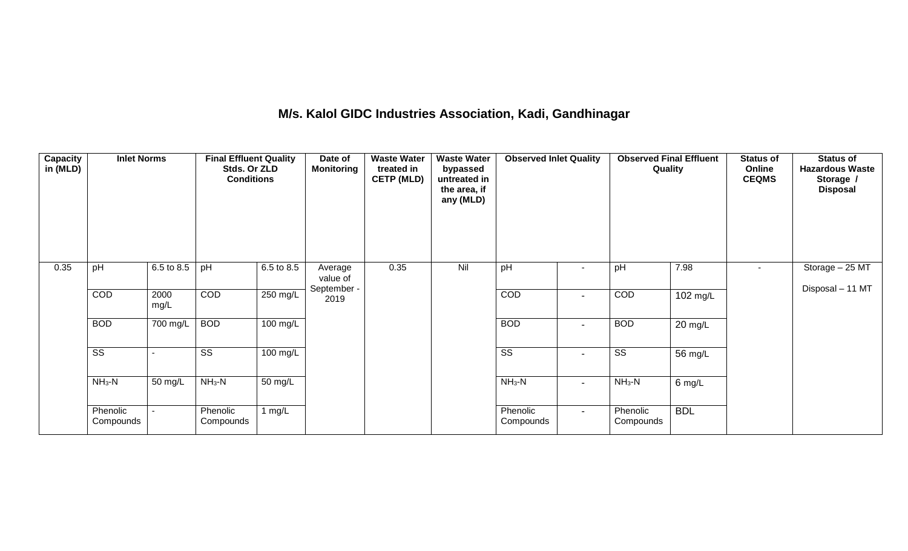# M/s. Kalol GIDC Industries Association, Kadi, Gandhinagar

| Capacity in (MLD) | Inlet Norms | | Final Effluent Quality Stds. Or ZLD Conditions | | Date of Monitoring | Waste Water treated in CETP (MLD) | Waste Water bypassed untreated in the area, if any (MLD) | Observed Inlet Quality | | Observed Final Effluent Quality | | Status of Online CEQMS | Status of Hazardous Waste Storage / Disposal |
|---|---|---|---|---|---|---|---|---|---|---|---|---|---|
| 0.35 | pH | 6.5 to 8.5 | pH | 6.5 to 8.5 | Average value of September - 2019 | 0.35 | Nil | pH | - | pH | 7.98 | - | Storage – 25 MT<br>Disposal – 11 MT |
| | COD | 2000 mg/L | COD | 250 mg/L | | | | COD | - | COD | 102 mg/L | | |
| | BOD | 700 mg/L | BOD | 100 mg/L | | | | BOD | - | BOD | 20 mg/L | | |
| | SS | - | SS | 100 mg/L | | | | SS | - | SS | 56 mg/L | | |
| | $NH_3$-N | 50 mg/L | $NH_3$-N | 50 mg/L | | | | $NH_3$-N | - | $NH_3$-N | 6 mg/L | | |
| | Phenolic Compounds | - | Phenolic Compounds | 1 mg/L | | | | Phenolic Compounds | - | Phenolic Compounds | BDL | | |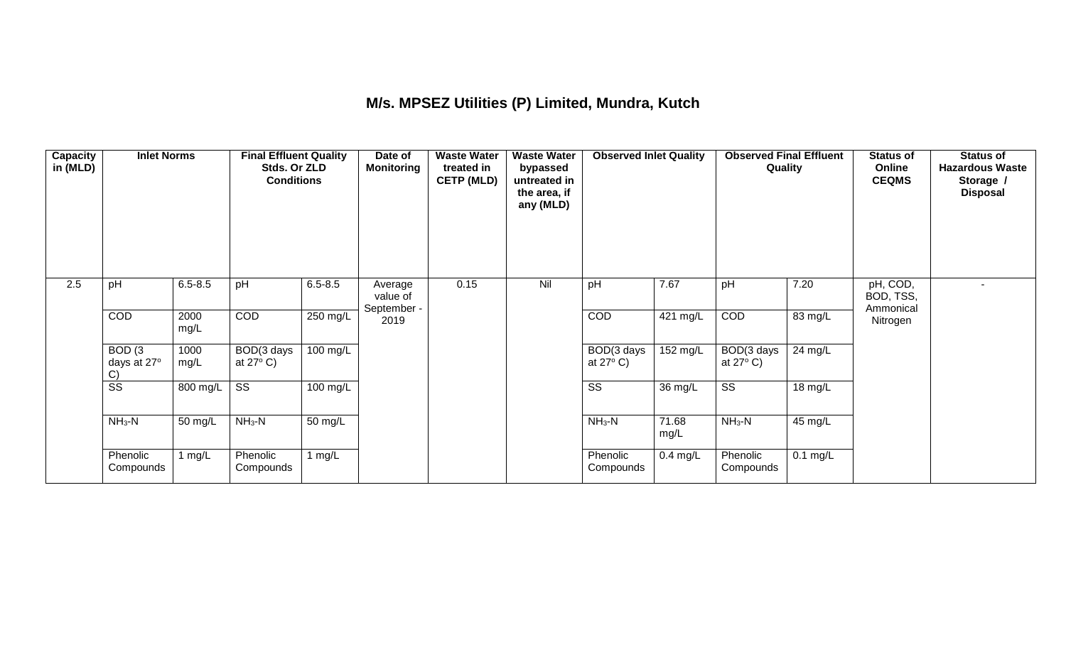# M/s. MPSEZ Utilities (P) Limited, Mundra, Kutch

| Capacity in (MLD) | Inlet Norms | | Final Effluent Quality Stds. Or ZLD Conditions | | Date of Monitoring | Waste Water treated in CETP (MLD) | Waste Water bypassed untreated in the area, if any (MLD) | Observed Inlet Quality | | Observed Final Effluent Quality | | Status of Online CEQMS | Status of Hazardous Waste Storage / Disposal |
|---|---|---|---|---|---|---|---|---|---|---|---|---|---|
| 2.5 | pH | 6.5-8.5 | pH | 6.5-8.5 | Average value of September - 2019 | 0.15 | Nil | pH | 7.67 | pH | 7.20 | pH, COD, BOD, TSS, Ammonical Nitrogen | - |
| | COD | 2000 mg/L | COD | 250 mg/L | | | | COD | 421 mg/L | COD | 83 mg/L | | |
| | BOD (3 days at 27° C) | 1000 mg/L | BOD(3 days at 27° C) | 100 mg/L | | | | BOD(3 days at 27° C) | 152 mg/L | BOD(3 days at 27° C) | 24 mg/L | | |
| | SS | 800 mg/L | SS | 100 mg/L | | | | SS | 36 mg/L | SS | 18 mg/L | | |
| | $NH_3$-N | 50 mg/L | $NH_3$-N | 50 mg/L | | | | $NH_3$-N | 71.68 mg/L | $NH_3$-N | 45 mg/L | | |
| | Phenolic Compounds | 1 mg/L | Phenolic Compounds | 1 mg/L | | | | Phenolic Compounds | 0.4 mg/L | Phenolic Compounds | 0.1 mg/L | | |